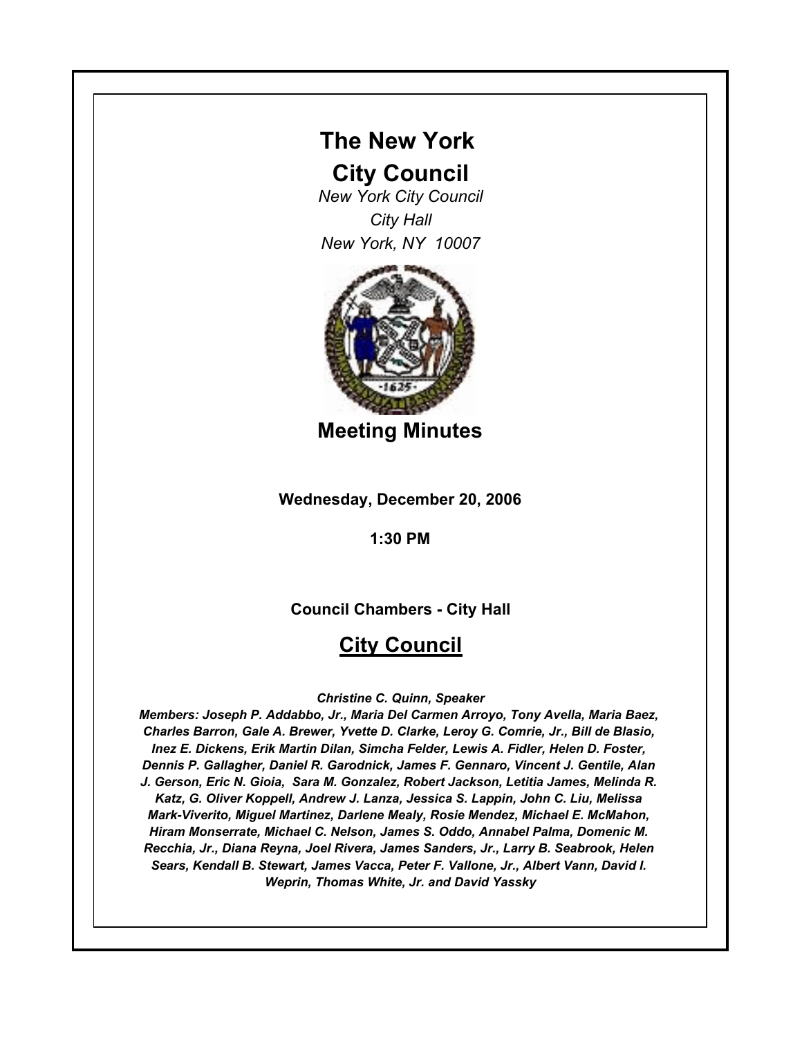# The New York City Council

*New York City Council*
*City Hall*
*New York, NY 10007*

## Meeting Minutes

**Wednesday, December 20, 2006**

**1:30 PM**

**Council Chambers - City Hall**

## City Council

*Christine C. Quinn, Speaker*

***Members: Joseph P. Addabbo, Jr., Maria Del Carmen Arroyo, Tony Avella, Maria Baez, Charles Barron, Gale A. Brewer, Yvette D. Clarke, Leroy G. Comrie, Jr., Bill de Blasio, Inez E. Dickens, Erik Martin Dilan, Simcha Felder, Lewis A. Fidler, Helen D. Foster, Dennis P. Gallagher, Daniel R. Garodnick, James F. Gennaro, Vincent J. Gentile, Alan J. Gerson, Eric N. Gioia, Sara M. Gonzalez, Robert Jackson, Letitia James, Melinda R. Katz, G. Oliver Koppell, Andrew J. Lanza, Jessica S. Lappin, John C. Liu, Melissa Mark-Viverito, Miguel Martinez, Darlene Mealy, Rosie Mendez, Michael E. McMahon, Hiram Monserrate, Michael C. Nelson, James S. Oddo, Annabel Palma, Domenic M. Recchia, Jr., Diana Reyna, Joel Rivera, James Sanders, Jr., Larry B. Seabrook, Helen Sears, Kendall B. Stewart, James Vacca, Peter F. Vallone, Jr., Albert Vann, David I. Weprin, Thomas White, Jr. and David Yassky***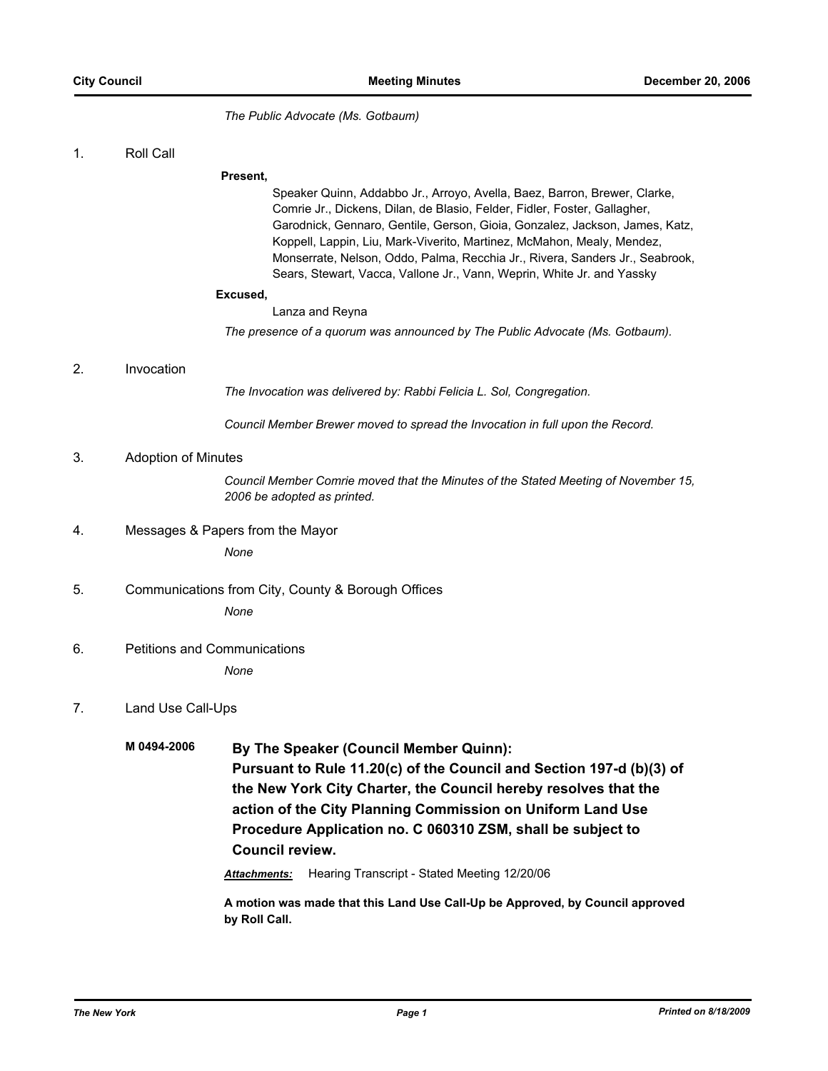*The Public Advocate (Ms. Gotbaum)*

1. Roll Call

**Present,**

Speaker Quinn, Addabbo Jr., Arroyo, Avella, Baez, Barron, Brewer, Clarke, Comrie Jr., Dickens, Dilan, de Blasio, Felder, Fidler, Foster, Gallagher, Garodnick, Gennaro, Gentile, Gerson, Gioia, Gonzalez, Jackson, James, Katz, Koppell, Lappin, Liu, Mark-Viverito, Martinez, McMahon, Mealy, Mendez, Monserrate, Nelson, Oddo, Palma, Recchia Jr., Rivera, Sanders Jr., Seabrook, Sears, Stewart, Vacca, Vallone Jr., Vann, Weprin, White Jr. and Yassky

**Excused,**

Lanza and Reyna

*The presence of a quorum was announced by The Public Advocate (Ms. Gotbaum).*

2. Invocation

*The Invocation was delivered by: Rabbi Felicia L. Sol, Congregation.*

*Council Member Brewer moved to spread the Invocation in full upon the Record.*

3. Adoption of Minutes

*Council Member Comrie moved that the Minutes of the Stated Meeting of November 15, 2006 be adopted as printed.*

4. Messages & Papers from the Mayor

*None*

5. Communications from City, County & Borough Offices

*None*

6. Petitions and Communications

*None*

7. Land Use Call-Ups

**M 0494-2006** **By The Speaker (Council Member Quinn):**
**Pursuant to Rule 11.20(c) of the Council and Section 197-d (b)(3) of the New York City Charter, the Council hereby resolves that the action of the City Planning Commission on Uniform Land Use Procedure Application no. C 060310 ZSM, shall be subject to Council review.**

***Attachments:*** Hearing Transcript - Stated Meeting 12/20/06

**A motion was made that this Land Use Call-Up be Approved, by Council approved by Roll Call.**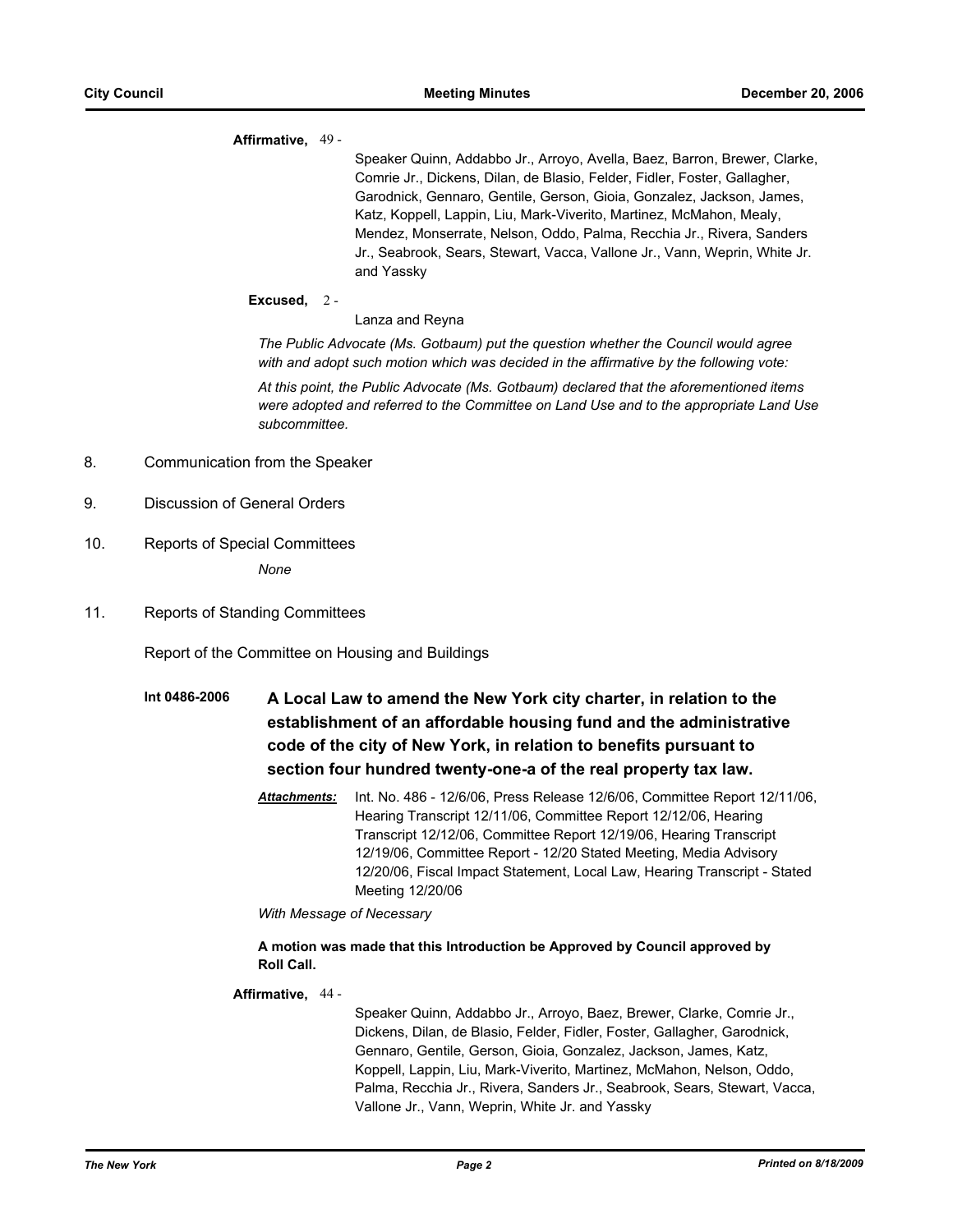**Affirmative,** 49 -

Speaker Quinn, Addabbo Jr., Arroyo, Avella, Baez, Barron, Brewer, Clarke, Comrie Jr., Dickens, Dilan, de Blasio, Felder, Fidler, Foster, Gallagher, Garodnick, Gennaro, Gentile, Gerson, Gioia, Gonzalez, Jackson, James, Katz, Koppell, Lappin, Liu, Mark-Viverito, Martinez, McMahon, Mealy, Mendez, Monserrate, Nelson, Oddo, Palma, Recchia Jr., Rivera, Sanders Jr., Seabrook, Sears, Stewart, Vacca, Vallone Jr., Vann, Weprin, White Jr. and Yassky

**Excused,** 2 -

Lanza and Reyna

*The Public Advocate (Ms. Gotbaum) put the question whether the Council would agree with and adopt such motion which was decided in the affirmative by the following vote:*

*At this point, the Public Advocate (Ms. Gotbaum) declared that the aforementioned items were adopted and referred to the Committee on Land Use and to the appropriate Land Use subcommittee.*

8. Communication from the Speaker

9. Discussion of General Orders

10. Reports of Special Committees

*None*

11. Reports of Standing Committees

Report of the Committee on Housing and Buildings

**Int 0486-2006** **A Local Law to amend the New York city charter, in relation to the establishment of an affordable housing fund and the administrative code of the city of New York, in relation to benefits pursuant to section four hundred twenty-one-a of the real property tax law.**

***Attachments:*** Int. No. 486 - 12/6/06, Press Release 12/6/06, Committee Report 12/11/06, Hearing Transcript 12/11/06, Committee Report 12/12/06, Hearing Transcript 12/12/06, Committee Report 12/19/06, Hearing Transcript 12/19/06, Committee Report - 12/20 Stated Meeting, Media Advisory 12/20/06, Fiscal Impact Statement, Local Law, Hearing Transcript - Stated Meeting 12/20/06

*With Message of Necessary*

**A motion was made that this Introduction be Approved by Council approved by Roll Call.**

**Affirmative,** 44 -

Speaker Quinn, Addabbo Jr., Arroyo, Baez, Brewer, Clarke, Comrie Jr., Dickens, Dilan, de Blasio, Felder, Fidler, Foster, Gallagher, Garodnick, Gennaro, Gentile, Gerson, Gioia, Gonzalez, Jackson, James, Katz, Koppell, Lappin, Liu, Mark-Viverito, Martinez, McMahon, Nelson, Oddo, Palma, Recchia Jr., Rivera, Sanders Jr., Seabrook, Sears, Stewart, Vacca, Vallone Jr., Vann, Weprin, White Jr. and Yassky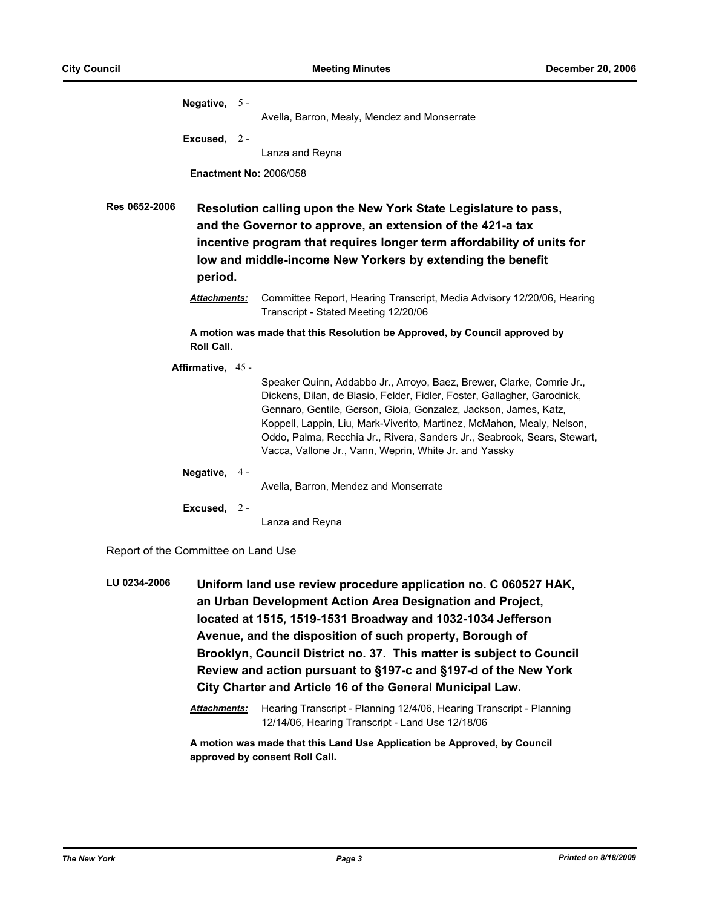**Negative,** 5 -

Avella, Barron, Mealy, Mendez and Monserrate

**Excused,** 2 -

Lanza and Reyna

**Enactment No:** 2006/058

**Res 0652-2006** **Resolution calling upon the New York State Legislature to pass, and the Governor to approve, an extension of the 421-a tax incentive program that requires longer term affordability of units for low and middle-income New Yorkers by extending the benefit period.**

***Attachments:*** Committee Report, Hearing Transcript, Media Advisory 12/20/06, Hearing Transcript - Stated Meeting 12/20/06

**A motion was made that this Resolution be Approved, by Council approved by Roll Call.**

**Affirmative,** 45 -

Speaker Quinn, Addabbo Jr., Arroyo, Baez, Brewer, Clarke, Comrie Jr., Dickens, Dilan, de Blasio, Felder, Fidler, Foster, Gallagher, Garodnick, Gennaro, Gentile, Gerson, Gioia, Gonzalez, Jackson, James, Katz, Koppell, Lappin, Liu, Mark-Viverito, Martinez, McMahon, Mealy, Nelson, Oddo, Palma, Recchia Jr., Rivera, Sanders Jr., Seabrook, Sears, Stewart, Vacca, Vallone Jr., Vann, Weprin, White Jr. and Yassky

**Negative,** 4 -

Avella, Barron, Mendez and Monserrate

**Excused,** 2 -

Lanza and Reyna

Report of the Committee on Land Use

**LU 0234-2006** **Uniform land use review procedure application no. C 060527 HAK, an Urban Development Action Area Designation and Project, located at 1515, 1519-1531 Broadway and 1032-1034 Jefferson Avenue, and the disposition of such property, Borough of Brooklyn, Council District no. 37. This matter is subject to Council Review and action pursuant to §197-c and §197-d of the New York City Charter and Article 16 of the General Municipal Law.**

***Attachments:*** Hearing Transcript - Planning 12/4/06, Hearing Transcript - Planning 12/14/06, Hearing Transcript - Land Use 12/18/06

**A motion was made that this Land Use Application be Approved, by Council approved by consent Roll Call.**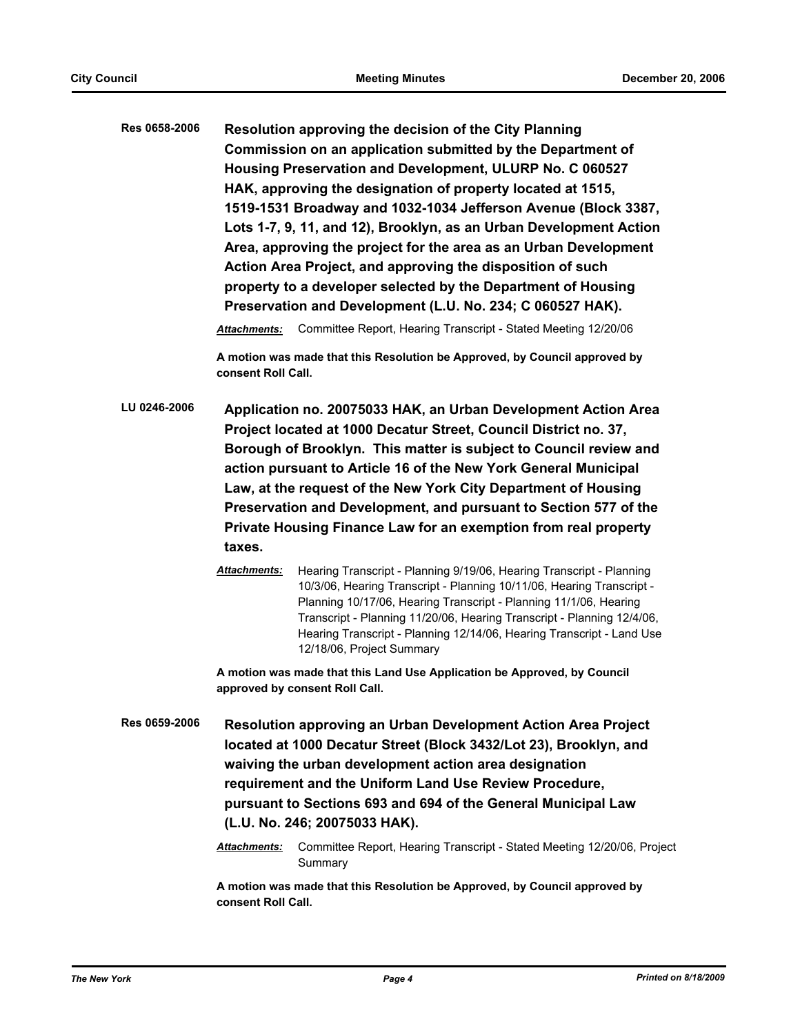**Res 0658-2006** **Resolution approving the decision of the City Planning Commission on an application submitted by the Department of Housing Preservation and Development, ULURP No. C 060527 HAK, approving the designation of property located at 1515, 1519-1531 Broadway and 1032-1034 Jefferson Avenue (Block 3387, Lots 1-7, 9, 11, and 12), Brooklyn, as an Urban Development Action Area, approving the project for the area as an Urban Development Action Area Project, and approving the disposition of such property to a developer selected by the Department of Housing Preservation and Development (L.U. No. 234; C 060527 HAK).**

***Attachments:*** Committee Report, Hearing Transcript - Stated Meeting 12/20/06

**A motion was made that this Resolution be Approved, by Council approved by consent Roll Call.**

**LU 0246-2006** **Application no. 20075033 HAK, an Urban Development Action Area Project located at 1000 Decatur Street, Council District no. 37, Borough of Brooklyn. This matter is subject to Council review and action pursuant to Article 16 of the New York General Municipal Law, at the request of the New York City Department of Housing Preservation and Development, and pursuant to Section 577 of the Private Housing Finance Law for an exemption from real property taxes.**

***Attachments:*** Hearing Transcript - Planning 9/19/06, Hearing Transcript - Planning 10/3/06, Hearing Transcript - Planning 10/11/06, Hearing Transcript - Planning 10/17/06, Hearing Transcript - Planning 11/1/06, Hearing Transcript - Planning 11/20/06, Hearing Transcript - Planning 12/4/06, Hearing Transcript - Planning 12/14/06, Hearing Transcript - Land Use 12/18/06, Project Summary

**A motion was made that this Land Use Application be Approved, by Council approved by consent Roll Call.**

**Res 0659-2006** **Resolution approving an Urban Development Action Area Project located at 1000 Decatur Street (Block 3432/Lot 23), Brooklyn, and waiving the urban development action area designation requirement and the Uniform Land Use Review Procedure, pursuant to Sections 693 and 694 of the General Municipal Law (L.U. No. 246; 20075033 HAK).**

***Attachments:*** Committee Report, Hearing Transcript - Stated Meeting 12/20/06, Project Summary

**A motion was made that this Resolution be Approved, by Council approved by consent Roll Call.**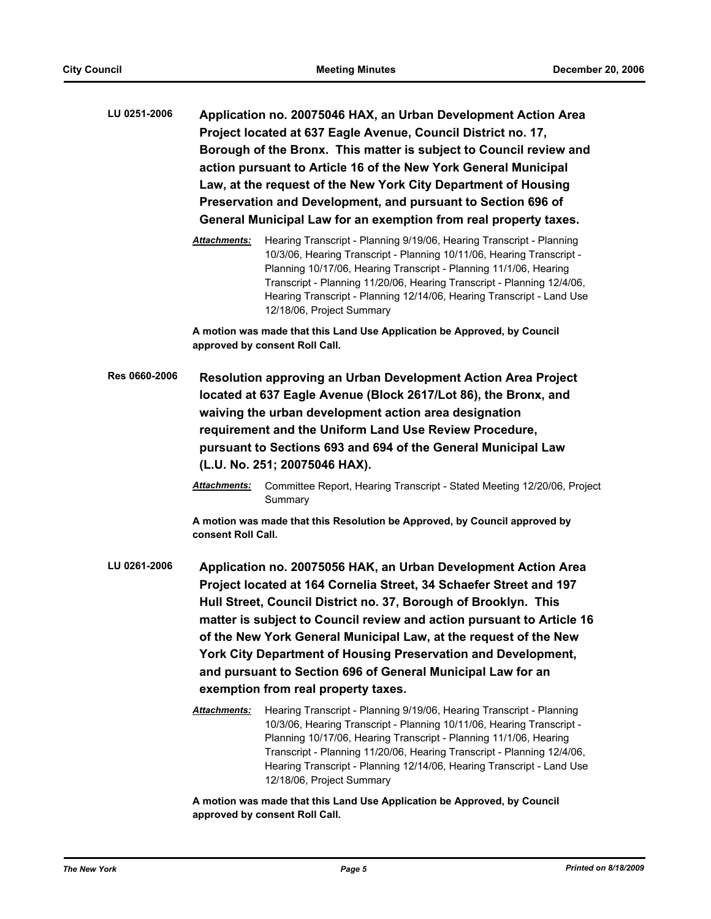**LU 0251-2006** **Application no. 20075046 HAX, an Urban Development Action Area Project located at 637 Eagle Avenue, Council District no. 17, Borough of the Bronx. This matter is subject to Council review and action pursuant to Article 16 of the New York General Municipal Law, at the request of the New York City Department of Housing Preservation and Development, and pursuant to Section 696 of General Municipal Law for an exemption from real property taxes.**

***Attachments:*** Hearing Transcript - Planning 9/19/06, Hearing Transcript - Planning 10/3/06, Hearing Transcript - Planning 10/11/06, Hearing Transcript - Planning 10/17/06, Hearing Transcript - Planning 11/1/06, Hearing Transcript - Planning 11/20/06, Hearing Transcript - Planning 12/4/06, Hearing Transcript - Planning 12/14/06, Hearing Transcript - Land Use 12/18/06, Project Summary

**A motion was made that this Land Use Application be Approved, by Council approved by consent Roll Call.**

**Res 0660-2006** **Resolution approving an Urban Development Action Area Project located at 637 Eagle Avenue (Block 2617/Lot 86), the Bronx, and waiving the urban development action area designation requirement and the Uniform Land Use Review Procedure, pursuant to Sections 693 and 694 of the General Municipal Law (L.U. No. 251; 20075046 HAX).**

***Attachments:*** Committee Report, Hearing Transcript - Stated Meeting 12/20/06, Project Summary

**A motion was made that this Resolution be Approved, by Council approved by consent Roll Call.**

**LU 0261-2006** **Application no. 20075056 HAK, an Urban Development Action Area Project located at 164 Cornelia Street, 34 Schaefer Street and 197 Hull Street, Council District no. 37, Borough of Brooklyn. This matter is subject to Council review and action pursuant to Article 16 of the New York General Municipal Law, at the request of the New York City Department of Housing Preservation and Development, and pursuant to Section 696 of General Municipal Law for an exemption from real property taxes.**

***Attachments:*** Hearing Transcript - Planning 9/19/06, Hearing Transcript - Planning 10/3/06, Hearing Transcript - Planning 10/11/06, Hearing Transcript - Planning 10/17/06, Hearing Transcript - Planning 11/1/06, Hearing Transcript - Planning 11/20/06, Hearing Transcript - Planning 12/4/06, Hearing Transcript - Planning 12/14/06, Hearing Transcript - Land Use 12/18/06, Project Summary

**A motion was made that this Land Use Application be Approved, by Council approved by consent Roll Call.**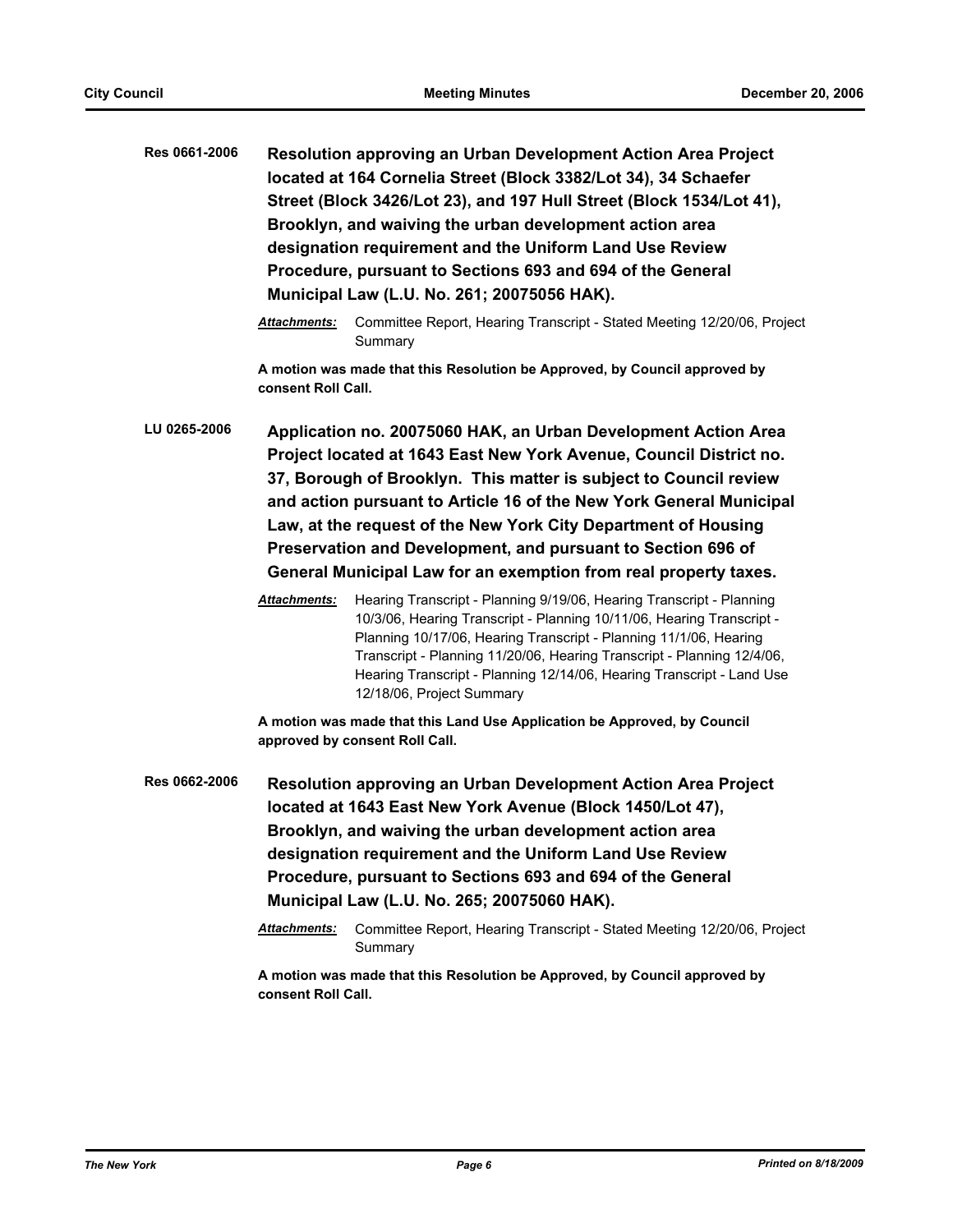**Res 0661-2006** **Resolution approving an Urban Development Action Area Project located at 164 Cornelia Street (Block 3382/Lot 34), 34 Schaefer Street (Block 3426/Lot 23), and 197 Hull Street (Block 1534/Lot 41), Brooklyn, and waiving the urban development action area designation requirement and the Uniform Land Use Review Procedure, pursuant to Sections 693 and 694 of the General Municipal Law (L.U. No. 261; 20075056 HAK).**

***Attachments:*** Committee Report, Hearing Transcript - Stated Meeting 12/20/06, Project Summary

**A motion was made that this Resolution be Approved, by Council approved by consent Roll Call.**

**LU 0265-2006** **Application no. 20075060 HAK, an Urban Development Action Area Project located at 1643 East New York Avenue, Council District no. 37, Borough of Brooklyn. This matter is subject to Council review and action pursuant to Article 16 of the New York General Municipal Law, at the request of the New York City Department of Housing Preservation and Development, and pursuant to Section 696 of General Municipal Law for an exemption from real property taxes.**

***Attachments:*** Hearing Transcript - Planning 9/19/06, Hearing Transcript - Planning 10/3/06, Hearing Transcript - Planning 10/11/06, Hearing Transcript - Planning 10/17/06, Hearing Transcript - Planning 11/1/06, Hearing Transcript - Planning 11/20/06, Hearing Transcript - Planning 12/4/06, Hearing Transcript - Planning 12/14/06, Hearing Transcript - Land Use 12/18/06, Project Summary

**A motion was made that this Land Use Application be Approved, by Council approved by consent Roll Call.**

**Res 0662-2006** **Resolution approving an Urban Development Action Area Project located at 1643 East New York Avenue (Block 1450/Lot 47), Brooklyn, and waiving the urban development action area designation requirement and the Uniform Land Use Review Procedure, pursuant to Sections 693 and 694 of the General Municipal Law (L.U. No. 265; 20075060 HAK).**

***Attachments:*** Committee Report, Hearing Transcript - Stated Meeting 12/20/06, Project Summary

**A motion was made that this Resolution be Approved, by Council approved by consent Roll Call.**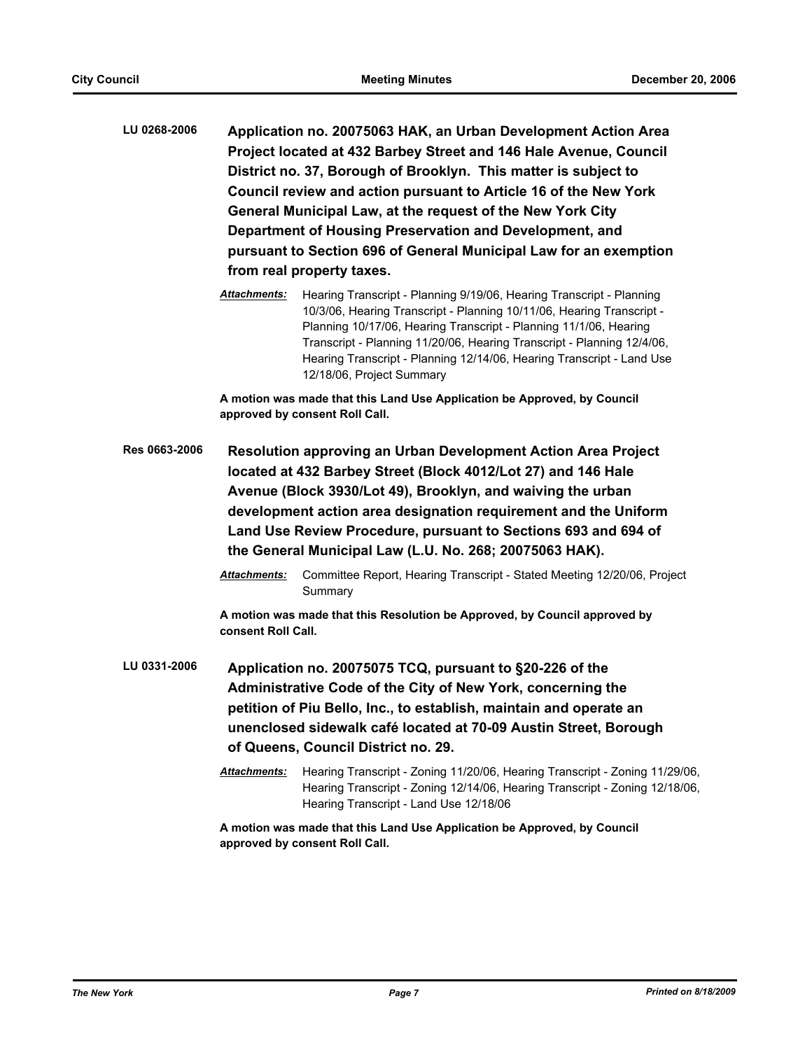**LU 0268-2006** **Application no. 20075063 HAK, an Urban Development Action Area Project located at 432 Barbey Street and 146 Hale Avenue, Council District no. 37, Borough of Brooklyn. This matter is subject to Council review and action pursuant to Article 16 of the New York General Municipal Law, at the request of the New York City Department of Housing Preservation and Development, and pursuant to Section 696 of General Municipal Law for an exemption from real property taxes.**

***Attachments:*** Hearing Transcript - Planning 9/19/06, Hearing Transcript - Planning 10/3/06, Hearing Transcript - Planning 10/11/06, Hearing Transcript - Planning 10/17/06, Hearing Transcript - Planning 11/1/06, Hearing Transcript - Planning 11/20/06, Hearing Transcript - Planning 12/4/06, Hearing Transcript - Planning 12/14/06, Hearing Transcript - Land Use 12/18/06, Project Summary

**A motion was made that this Land Use Application be Approved, by Council approved by consent Roll Call.**

**Res 0663-2006** **Resolution approving an Urban Development Action Area Project located at 432 Barbey Street (Block 4012/Lot 27) and 146 Hale Avenue (Block 3930/Lot 49), Brooklyn, and waiving the urban development action area designation requirement and the Uniform Land Use Review Procedure, pursuant to Sections 693 and 694 of the General Municipal Law (L.U. No. 268; 20075063 HAK).**

***Attachments:*** Committee Report, Hearing Transcript - Stated Meeting 12/20/06, Project Summary

**A motion was made that this Resolution be Approved, by Council approved by consent Roll Call.**

**LU 0331-2006** **Application no. 20075075 TCQ, pursuant to §20-226 of the Administrative Code of the City of New York, concerning the petition of Piu Bello, Inc., to establish, maintain and operate an unenclosed sidewalk café located at 70-09 Austin Street, Borough of Queens, Council District no. 29.**

***Attachments:*** Hearing Transcript - Zoning 11/20/06, Hearing Transcript - Zoning 11/29/06, Hearing Transcript - Zoning 12/14/06, Hearing Transcript - Zoning 12/18/06, Hearing Transcript - Land Use 12/18/06

**A motion was made that this Land Use Application be Approved, by Council approved by consent Roll Call.**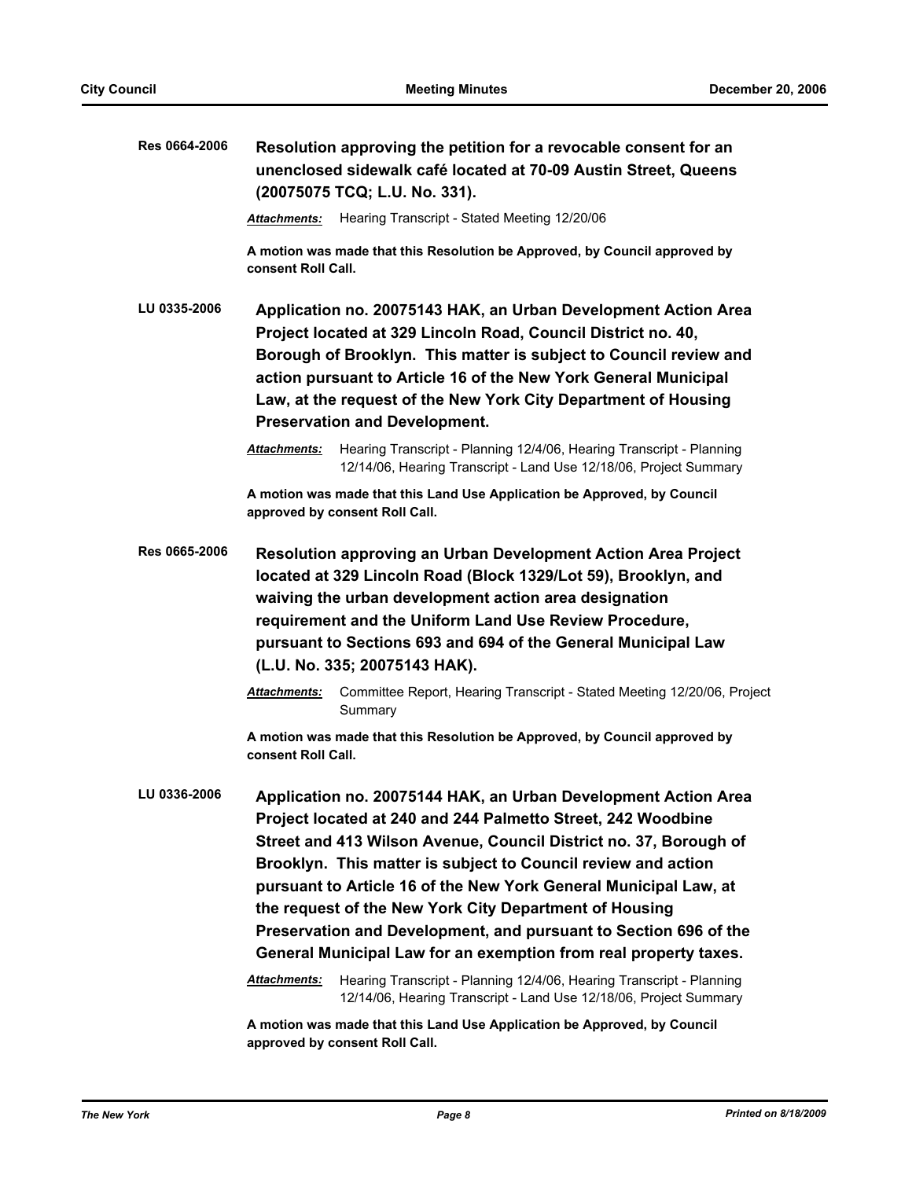**Res 0664-2006** **Resolution approving the petition for a revocable consent for an unenclosed sidewalk café located at 70-09 Austin Street, Queens (20075075 TCQ; L.U. No. 331).**

***Attachments:*** Hearing Transcript - Stated Meeting 12/20/06

**A motion was made that this Resolution be Approved, by Council approved by consent Roll Call.**

**LU 0335-2006** **Application no. 20075143 HAK, an Urban Development Action Area Project located at 329 Lincoln Road, Council District no. 40, Borough of Brooklyn. This matter is subject to Council review and action pursuant to Article 16 of the New York General Municipal Law, at the request of the New York City Department of Housing Preservation and Development.**

***Attachments:*** Hearing Transcript - Planning 12/4/06, Hearing Transcript - Planning 12/14/06, Hearing Transcript - Land Use 12/18/06, Project Summary

**A motion was made that this Land Use Application be Approved, by Council approved by consent Roll Call.**

**Res 0665-2006** **Resolution approving an Urban Development Action Area Project located at 329 Lincoln Road (Block 1329/Lot 59), Brooklyn, and waiving the urban development action area designation requirement and the Uniform Land Use Review Procedure, pursuant to Sections 693 and 694 of the General Municipal Law (L.U. No. 335; 20075143 HAK).**

***Attachments:*** Committee Report, Hearing Transcript - Stated Meeting 12/20/06, Project Summary

**A motion was made that this Resolution be Approved, by Council approved by consent Roll Call.**

**LU 0336-2006** **Application no. 20075144 HAK, an Urban Development Action Area Project located at 240 and 244 Palmetto Street, 242 Woodbine Street and 413 Wilson Avenue, Council District no. 37, Borough of Brooklyn. This matter is subject to Council review and action pursuant to Article 16 of the New York General Municipal Law, at the request of the New York City Department of Housing Preservation and Development, and pursuant to Section 696 of the General Municipal Law for an exemption from real property taxes.**

***Attachments:*** Hearing Transcript - Planning 12/4/06, Hearing Transcript - Planning 12/14/06, Hearing Transcript - Land Use 12/18/06, Project Summary

**A motion was made that this Land Use Application be Approved, by Council approved by consent Roll Call.**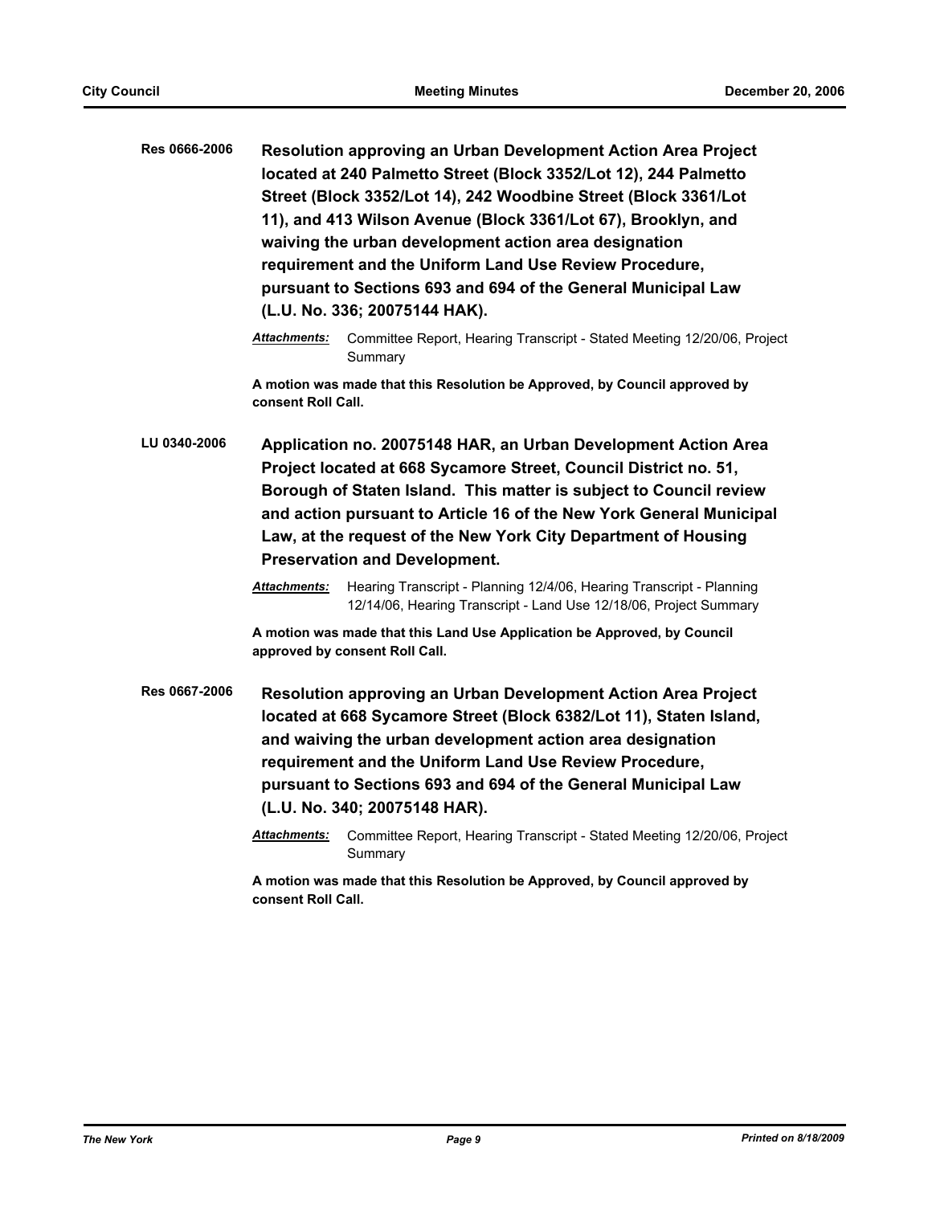**Res 0666-2006** **Resolution approving an Urban Development Action Area Project located at 240 Palmetto Street (Block 3352/Lot 12), 244 Palmetto Street (Block 3352/Lot 14), 242 Woodbine Street (Block 3361/Lot 11), and 413 Wilson Avenue (Block 3361/Lot 67), Brooklyn, and waiving the urban development action area designation requirement and the Uniform Land Use Review Procedure, pursuant to Sections 693 and 694 of the General Municipal Law (L.U. No. 336; 20075144 HAK).**

***Attachments:*** Committee Report, Hearing Transcript - Stated Meeting 12/20/06, Project Summary

**A motion was made that this Resolution be Approved, by Council approved by consent Roll Call.**

**LU 0340-2006** **Application no. 20075148 HAR, an Urban Development Action Area Project located at 668 Sycamore Street, Council District no. 51, Borough of Staten Island. This matter is subject to Council review and action pursuant to Article 16 of the New York General Municipal Law, at the request of the New York City Department of Housing Preservation and Development.**

***Attachments:*** Hearing Transcript - Planning 12/4/06, Hearing Transcript - Planning 12/14/06, Hearing Transcript - Land Use 12/18/06, Project Summary

**A motion was made that this Land Use Application be Approved, by Council approved by consent Roll Call.**

**Res 0667-2006** **Resolution approving an Urban Development Action Area Project located at 668 Sycamore Street (Block 6382/Lot 11), Staten Island, and waiving the urban development action area designation requirement and the Uniform Land Use Review Procedure, pursuant to Sections 693 and 694 of the General Municipal Law (L.U. No. 340; 20075148 HAR).**

***Attachments:*** Committee Report, Hearing Transcript - Stated Meeting 12/20/06, Project Summary

**A motion was made that this Resolution be Approved, by Council approved by consent Roll Call.**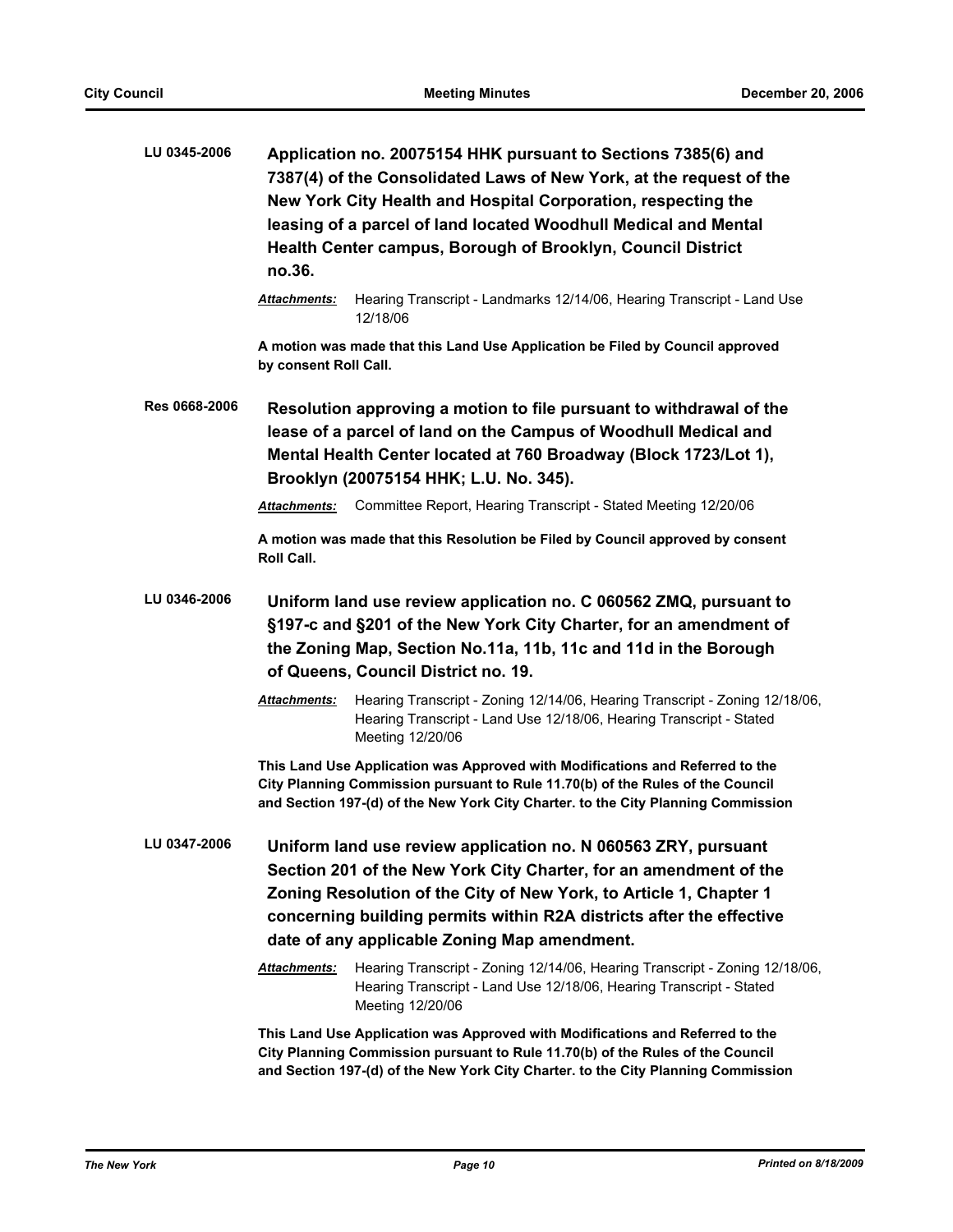**LU 0345-2006** **Application no. 20075154 HHK pursuant to Sections 7385(6) and 7387(4) of the Consolidated Laws of New York, at the request of the New York City Health and Hospital Corporation, respecting the leasing of a parcel of land located Woodhull Medical and Mental Health Center campus, Borough of Brooklyn, Council District no.36.**

***Attachments:*** Hearing Transcript - Landmarks 12/14/06, Hearing Transcript - Land Use 12/18/06

**A motion was made that this Land Use Application be Filed by Council approved by consent Roll Call.**

**Res 0668-2006** **Resolution approving a motion to file pursuant to withdrawal of the lease of a parcel of land on the Campus of Woodhull Medical and Mental Health Center located at 760 Broadway (Block 1723/Lot 1), Brooklyn (20075154 HHK; L.U. No. 345).**

***Attachments:*** Committee Report, Hearing Transcript - Stated Meeting 12/20/06

**A motion was made that this Resolution be Filed by Council approved by consent Roll Call.**

**LU 0346-2006** **Uniform land use review application no. C 060562 ZMQ, pursuant to §197-c and §201 of the New York City Charter, for an amendment of the Zoning Map, Section No.11a, 11b, 11c and 11d in the Borough of Queens, Council District no. 19.**

***Attachments:*** Hearing Transcript - Zoning 12/14/06, Hearing Transcript - Zoning 12/18/06, Hearing Transcript - Land Use 12/18/06, Hearing Transcript - Stated Meeting 12/20/06

**This Land Use Application was Approved with Modifications and Referred to the City Planning Commission pursuant to Rule 11.70(b) of the Rules of the Council and Section 197-(d) of the New York City Charter. to the City Planning Commission**

**LU 0347-2006** **Uniform land use review application no. N 060563 ZRY, pursuant Section 201 of the New York City Charter, for an amendment of the Zoning Resolution of the City of New York, to Article 1, Chapter 1 concerning building permits within R2A districts after the effective date of any applicable Zoning Map amendment.**

***Attachments:*** Hearing Transcript - Zoning 12/14/06, Hearing Transcript - Zoning 12/18/06, Hearing Transcript - Land Use 12/18/06, Hearing Transcript - Stated Meeting 12/20/06

**This Land Use Application was Approved with Modifications and Referred to the City Planning Commission pursuant to Rule 11.70(b) of the Rules of the Council and Section 197-(d) of the New York City Charter. to the City Planning Commission**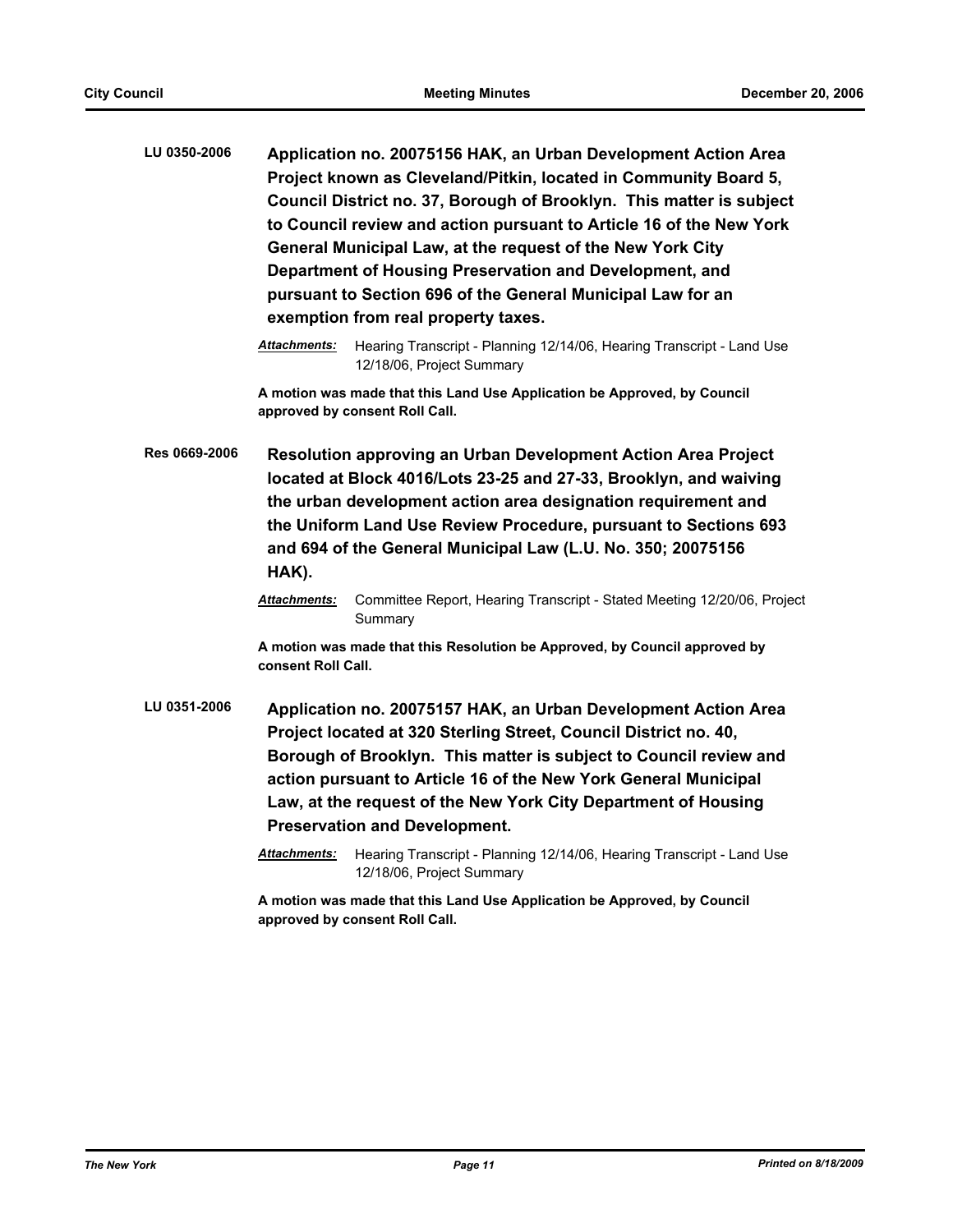**LU 0350-2006** **Application no. 20075156 HAK, an Urban Development Action Area Project known as Cleveland/Pitkin, located in Community Board 5, Council District no. 37, Borough of Brooklyn. This matter is subject to Council review and action pursuant to Article 16 of the New York General Municipal Law, at the request of the New York City Department of Housing Preservation and Development, and pursuant to Section 696 of the General Municipal Law for an exemption from real property taxes.**

***Attachments:*** Hearing Transcript - Planning 12/14/06, Hearing Transcript - Land Use 12/18/06, Project Summary

**A motion was made that this Land Use Application be Approved, by Council approved by consent Roll Call.**

**Res 0669-2006** **Resolution approving an Urban Development Action Area Project located at Block 4016/Lots 23-25 and 27-33, Brooklyn, and waiving the urban development action area designation requirement and the Uniform Land Use Review Procedure, pursuant to Sections 693 and 694 of the General Municipal Law (L.U. No. 350; 20075156 HAK).**

***Attachments:*** Committee Report, Hearing Transcript - Stated Meeting 12/20/06, Project Summary

**A motion was made that this Resolution be Approved, by Council approved by consent Roll Call.**

**LU 0351-2006** **Application no. 20075157 HAK, an Urban Development Action Area Project located at 320 Sterling Street, Council District no. 40, Borough of Brooklyn. This matter is subject to Council review and action pursuant to Article 16 of the New York General Municipal Law, at the request of the New York City Department of Housing Preservation and Development.**

***Attachments:*** Hearing Transcript - Planning 12/14/06, Hearing Transcript - Land Use 12/18/06, Project Summary

**A motion was made that this Land Use Application be Approved, by Council approved by consent Roll Call.**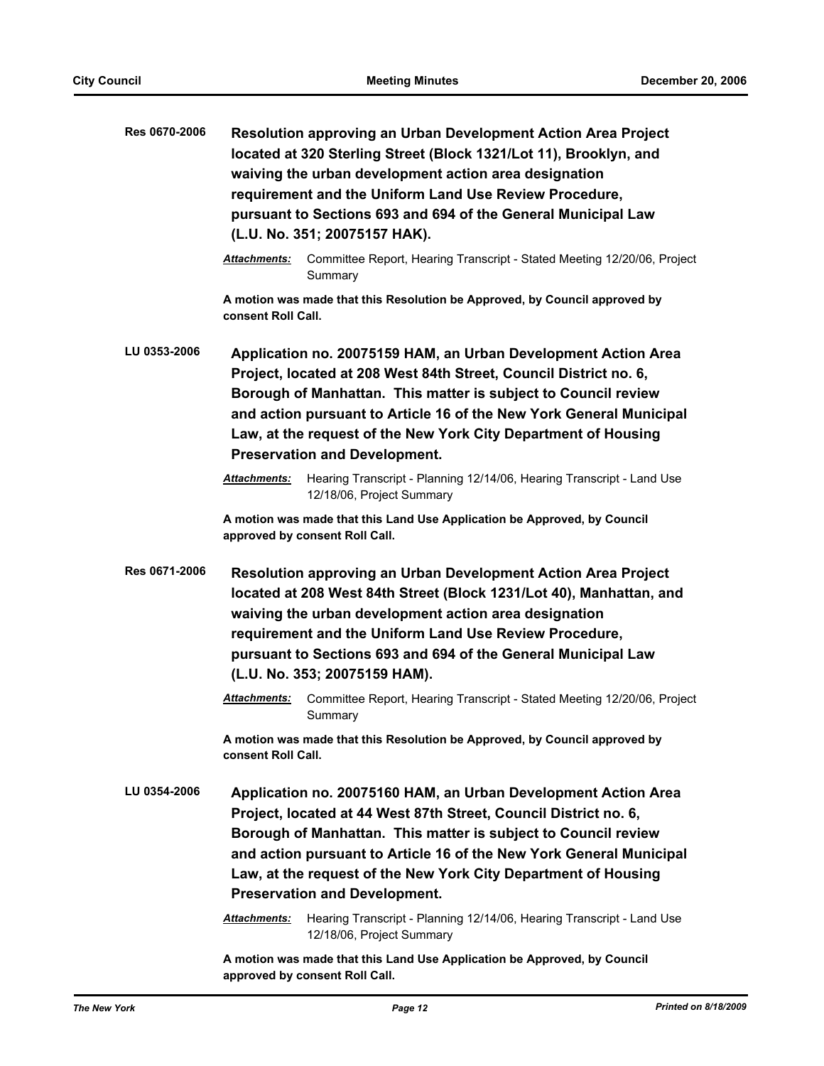**Res 0670-2006** **Resolution approving an Urban Development Action Area Project located at 320 Sterling Street (Block 1321/Lot 11), Brooklyn, and waiving the urban development action area designation requirement and the Uniform Land Use Review Procedure, pursuant to Sections 693 and 694 of the General Municipal Law (L.U. No. 351; 20075157 HAK).**

***Attachments:*** Committee Report, Hearing Transcript - Stated Meeting 12/20/06, Project Summary

**A motion was made that this Resolution be Approved, by Council approved by consent Roll Call.**

**LU 0353-2006** **Application no. 20075159 HAM, an Urban Development Action Area Project, located at 208 West 84th Street, Council District no. 6, Borough of Manhattan. This matter is subject to Council review and action pursuant to Article 16 of the New York General Municipal Law, at the request of the New York City Department of Housing Preservation and Development.**

***Attachments:*** Hearing Transcript - Planning 12/14/06, Hearing Transcript - Land Use 12/18/06, Project Summary

**A motion was made that this Land Use Application be Approved, by Council approved by consent Roll Call.**

**Res 0671-2006** **Resolution approving an Urban Development Action Area Project located at 208 West 84th Street (Block 1231/Lot 40), Manhattan, and waiving the urban development action area designation requirement and the Uniform Land Use Review Procedure, pursuant to Sections 693 and 694 of the General Municipal Law (L.U. No. 353; 20075159 HAM).**

***Attachments:*** Committee Report, Hearing Transcript - Stated Meeting 12/20/06, Project Summary

**A motion was made that this Resolution be Approved, by Council approved by consent Roll Call.**

**LU 0354-2006** **Application no. 20075160 HAM, an Urban Development Action Area Project, located at 44 West 87th Street, Council District no. 6, Borough of Manhattan. This matter is subject to Council review and action pursuant to Article 16 of the New York General Municipal Law, at the request of the New York City Department of Housing Preservation and Development.**

***Attachments:*** Hearing Transcript - Planning 12/14/06, Hearing Transcript - Land Use 12/18/06, Project Summary

**A motion was made that this Land Use Application be Approved, by Council approved by consent Roll Call.**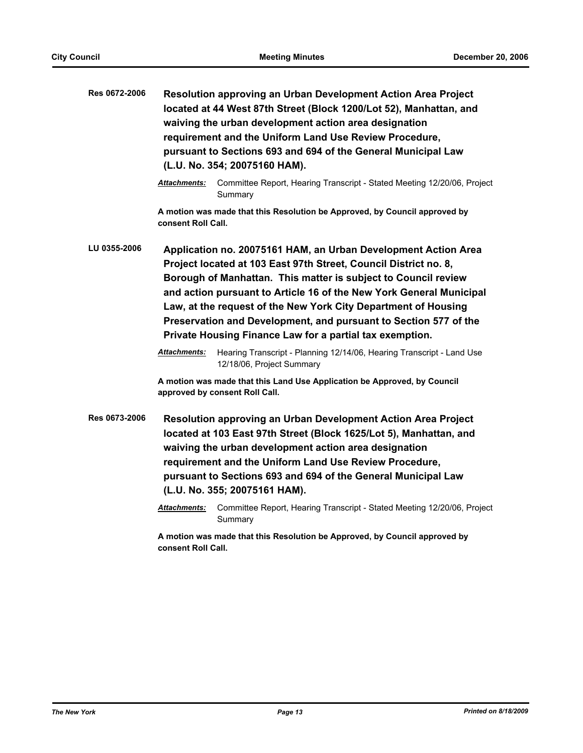**Res 0672-2006** **Resolution approving an Urban Development Action Area Project located at 44 West 87th Street (Block 1200/Lot 52), Manhattan, and waiving the urban development action area designation requirement and the Uniform Land Use Review Procedure, pursuant to Sections 693 and 694 of the General Municipal Law (L.U. No. 354; 20075160 HAM).**

***Attachments:*** Committee Report, Hearing Transcript - Stated Meeting 12/20/06, Project Summary

**A motion was made that this Resolution be Approved, by Council approved by consent Roll Call.**

**LU 0355-2006** **Application no. 20075161 HAM, an Urban Development Action Area Project located at 103 East 97th Street, Council District no. 8, Borough of Manhattan. This matter is subject to Council review and action pursuant to Article 16 of the New York General Municipal Law, at the request of the New York City Department of Housing Preservation and Development, and pursuant to Section 577 of the Private Housing Finance Law for a partial tax exemption.**

***Attachments:*** Hearing Transcript - Planning 12/14/06, Hearing Transcript - Land Use 12/18/06, Project Summary

**A motion was made that this Land Use Application be Approved, by Council approved by consent Roll Call.**

**Res 0673-2006** **Resolution approving an Urban Development Action Area Project located at 103 East 97th Street (Block 1625/Lot 5), Manhattan, and waiving the urban development action area designation requirement and the Uniform Land Use Review Procedure, pursuant to Sections 693 and 694 of the General Municipal Law (L.U. No. 355; 20075161 HAM).**

***Attachments:*** Committee Report, Hearing Transcript - Stated Meeting 12/20/06, Project Summary

**A motion was made that this Resolution be Approved, by Council approved by consent Roll Call.**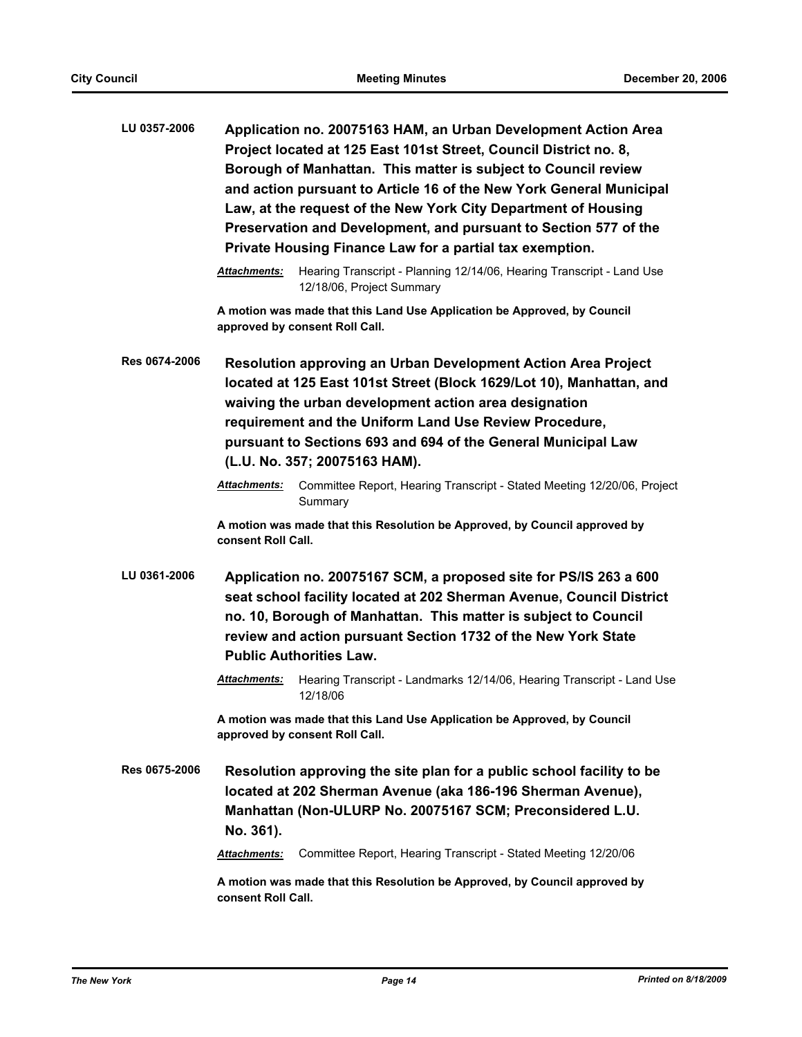**LU 0357-2006** **Application no. 20075163 HAM, an Urban Development Action Area Project located at 125 East 101st Street, Council District no. 8, Borough of Manhattan. This matter is subject to Council review and action pursuant to Article 16 of the New York General Municipal Law, at the request of the New York City Department of Housing Preservation and Development, and pursuant to Section 577 of the Private Housing Finance Law for a partial tax exemption.**

***Attachments:*** Hearing Transcript - Planning 12/14/06, Hearing Transcript - Land Use 12/18/06, Project Summary

**A motion was made that this Land Use Application be Approved, by Council approved by consent Roll Call.**

**Res 0674-2006** **Resolution approving an Urban Development Action Area Project located at 125 East 101st Street (Block 1629/Lot 10), Manhattan, and waiving the urban development action area designation requirement and the Uniform Land Use Review Procedure, pursuant to Sections 693 and 694 of the General Municipal Law (L.U. No. 357; 20075163 HAM).**

***Attachments:*** Committee Report, Hearing Transcript - Stated Meeting 12/20/06, Project Summary

**A motion was made that this Resolution be Approved, by Council approved by consent Roll Call.**

**LU 0361-2006** **Application no. 20075167 SCM, a proposed site for PS/IS 263 a 600 seat school facility located at 202 Sherman Avenue, Council District no. 10, Borough of Manhattan. This matter is subject to Council review and action pursuant Section 1732 of the New York State Public Authorities Law.**

***Attachments:*** Hearing Transcript - Landmarks 12/14/06, Hearing Transcript - Land Use 12/18/06

**A motion was made that this Land Use Application be Approved, by Council approved by consent Roll Call.**

**Res 0675-2006** **Resolution approving the site plan for a public school facility to be located at 202 Sherman Avenue (aka 186-196 Sherman Avenue), Manhattan (Non-ULURP No. 20075167 SCM; Preconsidered L.U. No. 361).**

***Attachments:*** Committee Report, Hearing Transcript - Stated Meeting 12/20/06

**A motion was made that this Resolution be Approved, by Council approved by consent Roll Call.**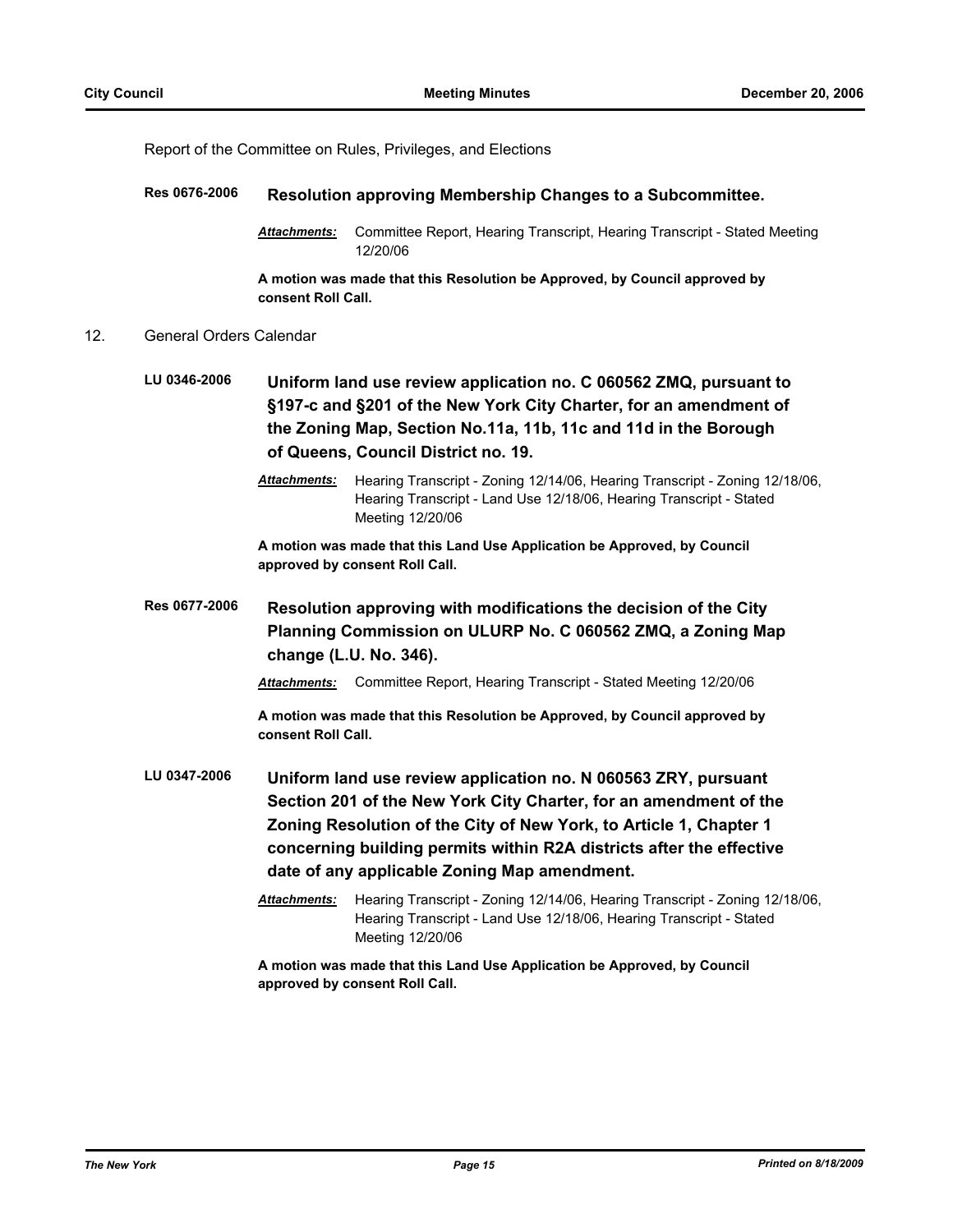Report of the Committee on Rules, Privileges, and Elections

**Res 0676-2006** **Resolution approving Membership Changes to a Subcommittee.**

***Attachments:*** Committee Report, Hearing Transcript, Hearing Transcript - Stated Meeting 12/20/06

**A motion was made that this Resolution be Approved, by Council approved by consent Roll Call.**

12. General Orders Calendar

**LU 0346-2006** **Uniform land use review application no. C 060562 ZMQ, pursuant to §197-c and §201 of the New York City Charter, for an amendment of the Zoning Map, Section No.11a, 11b, 11c and 11d in the Borough of Queens, Council District no. 19.**

***Attachments:*** Hearing Transcript - Zoning 12/14/06, Hearing Transcript - Zoning 12/18/06, Hearing Transcript - Land Use 12/18/06, Hearing Transcript - Stated Meeting 12/20/06

**A motion was made that this Land Use Application be Approved, by Council approved by consent Roll Call.**

**Res 0677-2006** **Resolution approving with modifications the decision of the City Planning Commission on ULURP No. C 060562 ZMQ, a Zoning Map change (L.U. No. 346).**

***Attachments:*** Committee Report, Hearing Transcript - Stated Meeting 12/20/06

**A motion was made that this Resolution be Approved, by Council approved by consent Roll Call.**

**LU 0347-2006** **Uniform land use review application no. N 060563 ZRY, pursuant Section 201 of the New York City Charter, for an amendment of the Zoning Resolution of the City of New York, to Article 1, Chapter 1 concerning building permits within R2A districts after the effective date of any applicable Zoning Map amendment.**

***Attachments:*** Hearing Transcript - Zoning 12/14/06, Hearing Transcript - Zoning 12/18/06, Hearing Transcript - Land Use 12/18/06, Hearing Transcript - Stated Meeting 12/20/06

**A motion was made that this Land Use Application be Approved, by Council approved by consent Roll Call.**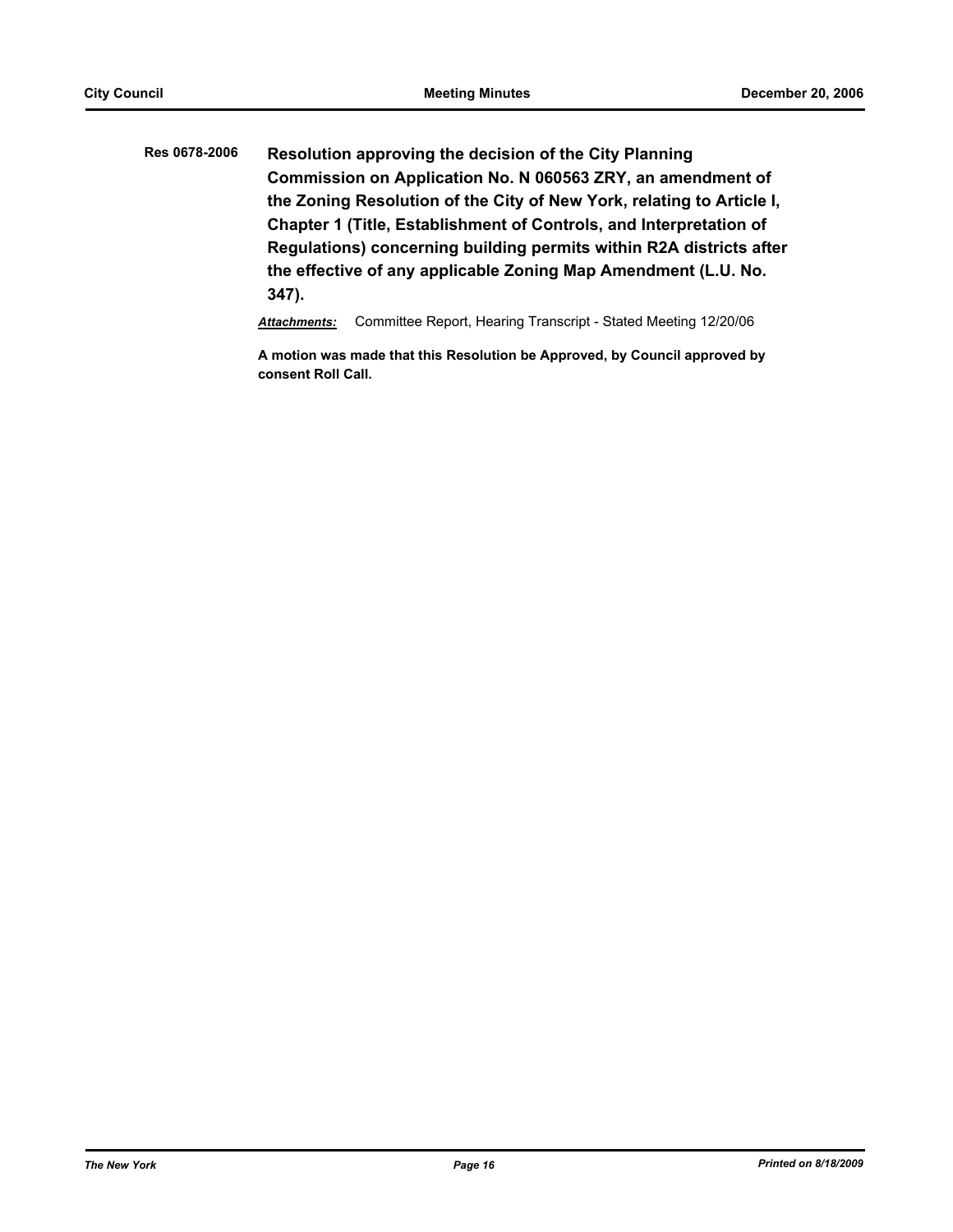**Res 0678-2006** **Resolution approving the decision of the City Planning Commission on Application No. N 060563 ZRY, an amendment of the Zoning Resolution of the City of New York, relating to Article I, Chapter 1 (Title, Establishment of Controls, and Interpretation of Regulations) concerning building permits within R2A districts after the effective of any applicable Zoning Map Amendment (L.U. No. 347).**

***Attachments:*** Committee Report, Hearing Transcript - Stated Meeting 12/20/06

**A motion was made that this Resolution be Approved, by Council approved by consent Roll Call.**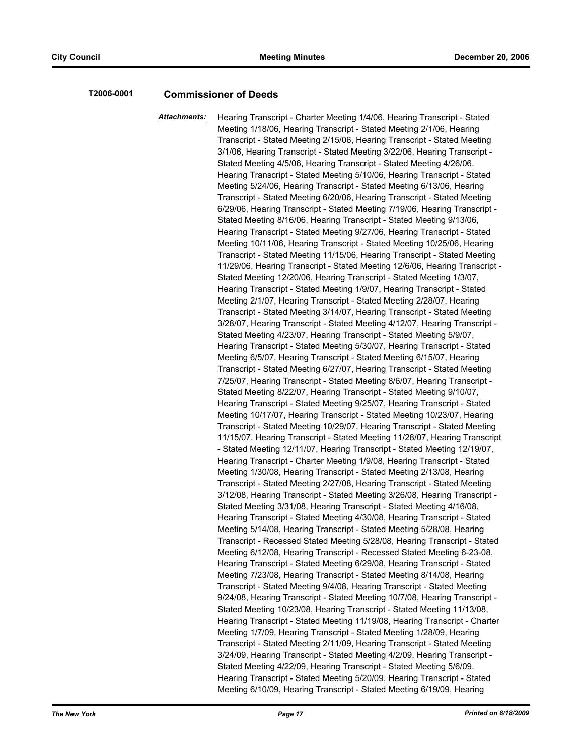**T2006-0001** **Commissioner of Deeds**

***Attachments:*** Hearing Transcript - Charter Meeting 1/4/06, Hearing Transcript - Stated Meeting 1/18/06, Hearing Transcript - Stated Meeting 2/1/06, Hearing Transcript - Stated Meeting 2/15/06, Hearing Transcript - Stated Meeting 3/1/06, Hearing Transcript - Stated Meeting 3/22/06, Hearing Transcript - Stated Meeting 4/5/06, Hearing Transcript - Stated Meeting 4/26/06, Hearing Transcript - Stated Meeting 5/10/06, Hearing Transcript - Stated Meeting 5/24/06, Hearing Transcript - Stated Meeting 6/13/06, Hearing Transcript - Stated Meeting 6/20/06, Hearing Transcript - Stated Meeting 6/29/06, Hearing Transcript - Stated Meeting 7/19/06, Hearing Transcript - Stated Meeting 8/16/06, Hearing Transcript - Stated Meeting 9/13/06, Hearing Transcript - Stated Meeting 9/27/06, Hearing Transcript - Stated Meeting 10/11/06, Hearing Transcript - Stated Meeting 10/25/06, Hearing Transcript - Stated Meeting 11/15/06, Hearing Transcript - Stated Meeting 11/29/06, Hearing Transcript - Stated Meeting 12/6/06, Hearing Transcript - Stated Meeting 12/20/06, Hearing Transcript - Stated Meeting 1/3/07, Hearing Transcript - Stated Meeting 1/9/07, Hearing Transcript - Stated Meeting 2/1/07, Hearing Transcript - Stated Meeting 2/28/07, Hearing Transcript - Stated Meeting 3/14/07, Hearing Transcript - Stated Meeting 3/28/07, Hearing Transcript - Stated Meeting 4/12/07, Hearing Transcript - Stated Meeting 4/23/07, Hearing Transcript - Stated Meeting 5/9/07, Hearing Transcript - Stated Meeting 5/30/07, Hearing Transcript - Stated Meeting 6/5/07, Hearing Transcript - Stated Meeting 6/15/07, Hearing Transcript - Stated Meeting 6/27/07, Hearing Transcript - Stated Meeting 7/25/07, Hearing Transcript - Stated Meeting 8/6/07, Hearing Transcript - Stated Meeting 8/22/07, Hearing Transcript - Stated Meeting 9/10/07, Hearing Transcript - Stated Meeting 9/25/07, Hearing Transcript - Stated Meeting 10/17/07, Hearing Transcript - Stated Meeting 10/23/07, Hearing Transcript - Stated Meeting 10/29/07, Hearing Transcript - Stated Meeting 11/15/07, Hearing Transcript - Stated Meeting 11/28/07, Hearing Transcript - Stated Meeting 12/11/07, Hearing Transcript - Stated Meeting 12/19/07, Hearing Transcript - Charter Meeting 1/9/08, Hearing Transcript - Stated Meeting 1/30/08, Hearing Transcript - Stated Meeting 2/13/08, Hearing Transcript - Stated Meeting 2/27/08, Hearing Transcript - Stated Meeting 3/12/08, Hearing Transcript - Stated Meeting 3/26/08, Hearing Transcript - Stated Meeting 3/31/08, Hearing Transcript - Stated Meeting 4/16/08, Hearing Transcript - Stated Meeting 4/30/08, Hearing Transcript - Stated Meeting 5/14/08, Hearing Transcript - Stated Meeting 5/28/08, Hearing Transcript - Recessed Stated Meeting 5/28/08, Hearing Transcript - Stated Meeting 6/12/08, Hearing Transcript - Recessed Stated Meeting 6-23-08, Hearing Transcript - Stated Meeting 6/29/08, Hearing Transcript - Stated Meeting 7/23/08, Hearing Transcript - Stated Meeting 8/14/08, Hearing Transcript - Stated Meeting 9/4/08, Hearing Transcript - Stated Meeting 9/24/08, Hearing Transcript - Stated Meeting 10/7/08, Hearing Transcript - Stated Meeting 10/23/08, Hearing Transcript - Stated Meeting 11/13/08, Hearing Transcript - Stated Meeting 11/19/08, Hearing Transcript - Charter Meeting 1/7/09, Hearing Transcript - Stated Meeting 1/28/09, Hearing Transcript - Stated Meeting 2/11/09, Hearing Transcript - Stated Meeting 3/24/09, Hearing Transcript - Stated Meeting 4/2/09, Hearing Transcript - Stated Meeting 4/22/09, Hearing Transcript - Stated Meeting 5/6/09, Hearing Transcript - Stated Meeting 5/20/09, Hearing Transcript - Stated Meeting 6/10/09, Hearing Transcript - Stated Meeting 6/19/09, Hearing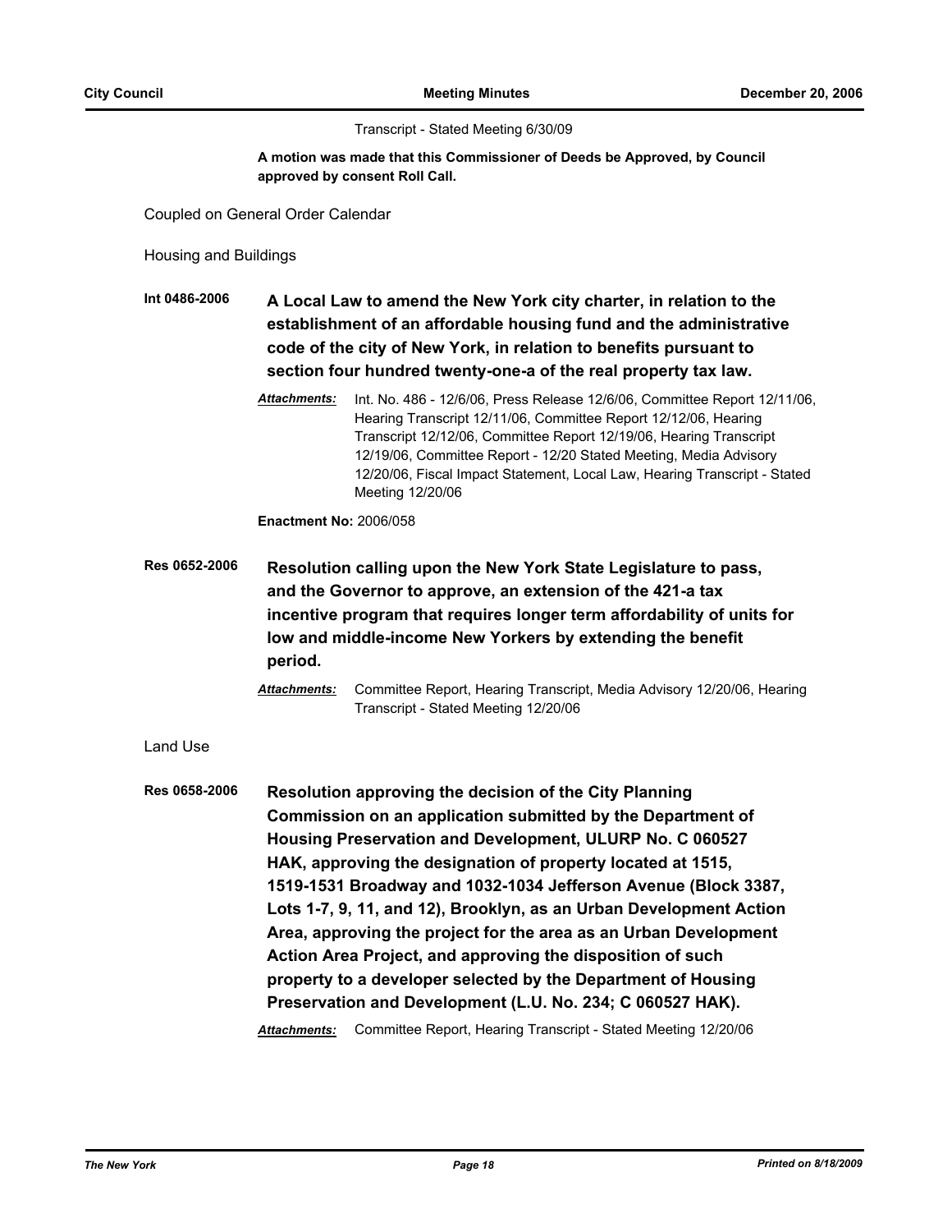Transcript - Stated Meeting 6/30/09

**A motion was made that this Commissioner of Deeds be Approved, by Council approved by consent Roll Call.**

Coupled on General Order Calendar

Housing and Buildings

**Int 0486-2006** **A Local Law to amend the New York city charter, in relation to the establishment of an affordable housing fund and the administrative code of the city of New York, in relation to benefits pursuant to section four hundred twenty-one-a of the real property tax law.**

***Attachments:*** Int. No. 486 - 12/6/06, Press Release 12/6/06, Committee Report 12/11/06, Hearing Transcript 12/11/06, Committee Report 12/12/06, Hearing Transcript 12/12/06, Committee Report 12/19/06, Hearing Transcript 12/19/06, Committee Report - 12/20 Stated Meeting, Media Advisory 12/20/06, Fiscal Impact Statement, Local Law, Hearing Transcript - Stated Meeting 12/20/06

**Enactment No:** 2006/058

**Res 0652-2006** **Resolution calling upon the New York State Legislature to pass, and the Governor to approve, an extension of the 421-a tax incentive program that requires longer term affordability of units for low and middle-income New Yorkers by extending the benefit period.**

***Attachments:*** Committee Report, Hearing Transcript, Media Advisory 12/20/06, Hearing Transcript - Stated Meeting 12/20/06

Land Use

**Res 0658-2006** **Resolution approving the decision of the City Planning Commission on an application submitted by the Department of Housing Preservation and Development, ULURP No. C 060527 HAK, approving the designation of property located at 1515, 1519-1531 Broadway and 1032-1034 Jefferson Avenue (Block 3387, Lots 1-7, 9, 11, and 12), Brooklyn, as an Urban Development Action Area, approving the project for the area as an Urban Development Action Area Project, and approving the disposition of such property to a developer selected by the Department of Housing Preservation and Development (L.U. No. 234; C 060527 HAK).**

***Attachments:*** Committee Report, Hearing Transcript - Stated Meeting 12/20/06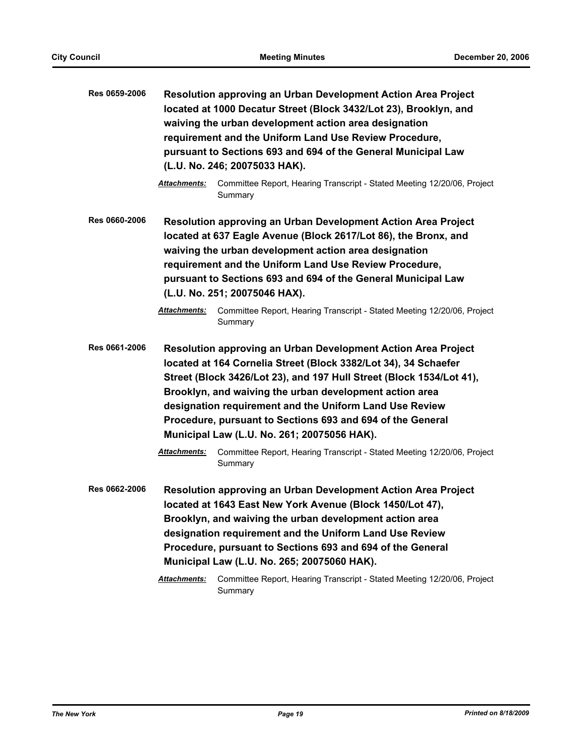**Res 0659-2006** **Resolution approving an Urban Development Action Area Project located at 1000 Decatur Street (Block 3432/Lot 23), Brooklyn, and waiving the urban development action area designation requirement and the Uniform Land Use Review Procedure, pursuant to Sections 693 and 694 of the General Municipal Law (L.U. No. 246; 20075033 HAK).**

***Attachments:*** Committee Report, Hearing Transcript - Stated Meeting 12/20/06, Project Summary

**Res 0660-2006** **Resolution approving an Urban Development Action Area Project located at 637 Eagle Avenue (Block 2617/Lot 86), the Bronx, and waiving the urban development action area designation requirement and the Uniform Land Use Review Procedure, pursuant to Sections 693 and 694 of the General Municipal Law (L.U. No. 251; 20075046 HAX).**

***Attachments:*** Committee Report, Hearing Transcript - Stated Meeting 12/20/06, Project Summary

**Res 0661-2006** **Resolution approving an Urban Development Action Area Project located at 164 Cornelia Street (Block 3382/Lot 34), 34 Schaefer Street (Block 3426/Lot 23), and 197 Hull Street (Block 1534/Lot 41), Brooklyn, and waiving the urban development action area designation requirement and the Uniform Land Use Review Procedure, pursuant to Sections 693 and 694 of the General Municipal Law (L.U. No. 261; 20075056 HAK).**

***Attachments:*** Committee Report, Hearing Transcript - Stated Meeting 12/20/06, Project Summary

**Res 0662-2006** **Resolution approving an Urban Development Action Area Project located at 1643 East New York Avenue (Block 1450/Lot 47), Brooklyn, and waiving the urban development action area designation requirement and the Uniform Land Use Review Procedure, pursuant to Sections 693 and 694 of the General Municipal Law (L.U. No. 265; 20075060 HAK).**

***Attachments:*** Committee Report, Hearing Transcript - Stated Meeting 12/20/06, Project Summary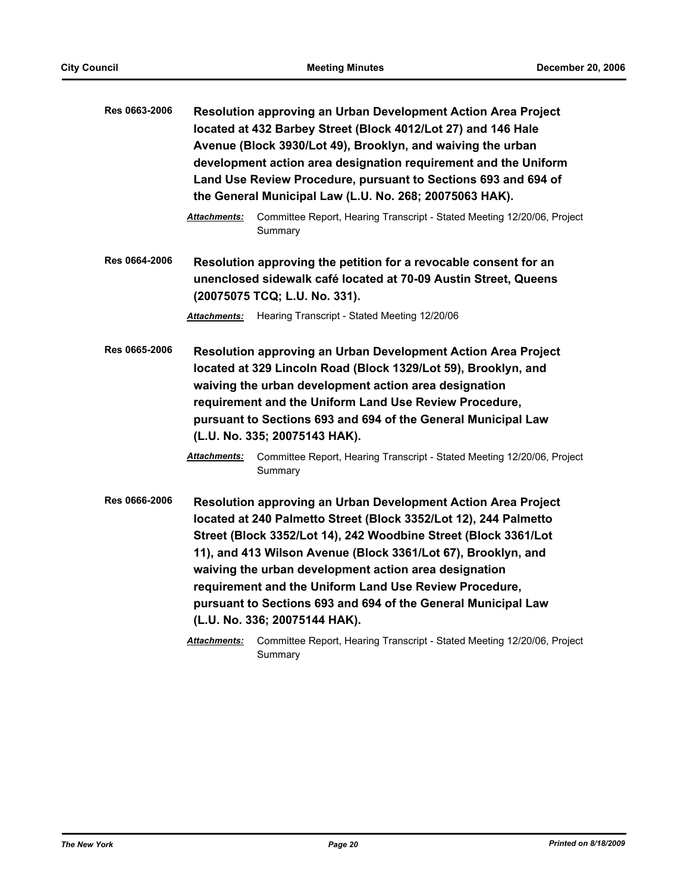**Res 0663-2006** **Resolution approving an Urban Development Action Area Project located at 432 Barbey Street (Block 4012/Lot 27) and 146 Hale Avenue (Block 3930/Lot 49), Brooklyn, and waiving the urban development action area designation requirement and the Uniform Land Use Review Procedure, pursuant to Sections 693 and 694 of the General Municipal Law (L.U. No. 268; 20075063 HAK).**

***Attachments:*** Committee Report, Hearing Transcript - Stated Meeting 12/20/06, Project Summary

**Res 0664-2006** **Resolution approving the petition for a revocable consent for an unenclosed sidewalk café located at 70-09 Austin Street, Queens (20075075 TCQ; L.U. No. 331).**

***Attachments:*** Hearing Transcript - Stated Meeting 12/20/06

**Res 0665-2006** **Resolution approving an Urban Development Action Area Project located at 329 Lincoln Road (Block 1329/Lot 59), Brooklyn, and waiving the urban development action area designation requirement and the Uniform Land Use Review Procedure, pursuant to Sections 693 and 694 of the General Municipal Law (L.U. No. 335; 20075143 HAK).**

***Attachments:*** Committee Report, Hearing Transcript - Stated Meeting 12/20/06, Project Summary

**Res 0666-2006** **Resolution approving an Urban Development Action Area Project located at 240 Palmetto Street (Block 3352/Lot 12), 244 Palmetto Street (Block 3352/Lot 14), 242 Woodbine Street (Block 3361/Lot 11), and 413 Wilson Avenue (Block 3361/Lot 67), Brooklyn, and waiving the urban development action area designation requirement and the Uniform Land Use Review Procedure, pursuant to Sections 693 and 694 of the General Municipal Law (L.U. No. 336; 20075144 HAK).**

***Attachments:*** Committee Report, Hearing Transcript - Stated Meeting 12/20/06, Project Summary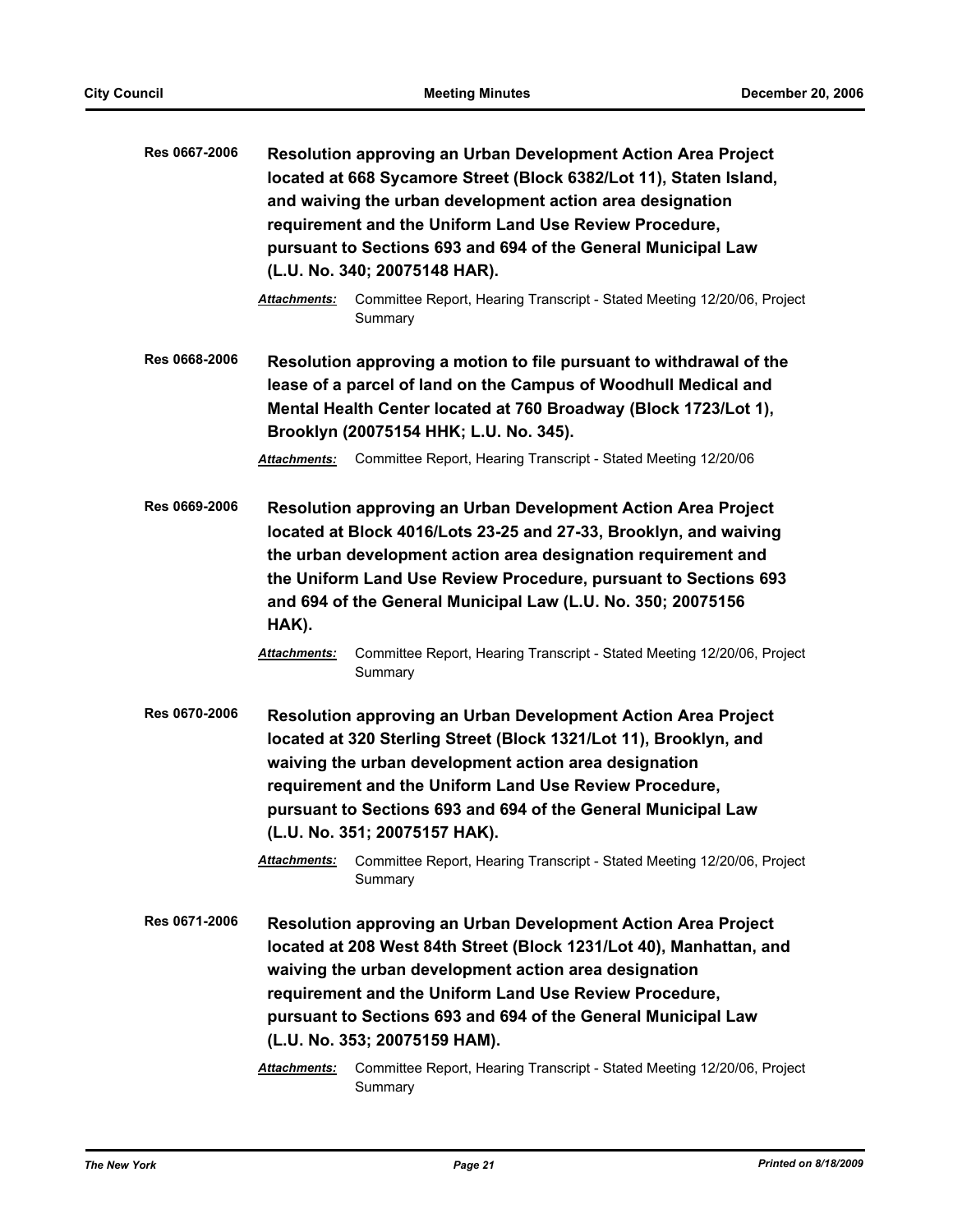**Res 0667-2006** **Resolution approving an Urban Development Action Area Project located at 668 Sycamore Street (Block 6382/Lot 11), Staten Island, and waiving the urban development action area designation requirement and the Uniform Land Use Review Procedure, pursuant to Sections 693 and 694 of the General Municipal Law (L.U. No. 340; 20075148 HAR).**

***Attachments:*** Committee Report, Hearing Transcript - Stated Meeting 12/20/06, Project Summary

**Res 0668-2006** **Resolution approving a motion to file pursuant to withdrawal of the lease of a parcel of land on the Campus of Woodhull Medical and Mental Health Center located at 760 Broadway (Block 1723/Lot 1), Brooklyn (20075154 HHK; L.U. No. 345).**

***Attachments:*** Committee Report, Hearing Transcript - Stated Meeting 12/20/06

**Res 0669-2006** **Resolution approving an Urban Development Action Area Project located at Block 4016/Lots 23-25 and 27-33, Brooklyn, and waiving the urban development action area designation requirement and the Uniform Land Use Review Procedure, pursuant to Sections 693 and 694 of the General Municipal Law (L.U. No. 350; 20075156 HAK).**

***Attachments:*** Committee Report, Hearing Transcript - Stated Meeting 12/20/06, Project Summary

**Res 0670-2006** **Resolution approving an Urban Development Action Area Project located at 320 Sterling Street (Block 1321/Lot 11), Brooklyn, and waiving the urban development action area designation requirement and the Uniform Land Use Review Procedure, pursuant to Sections 693 and 694 of the General Municipal Law (L.U. No. 351; 20075157 HAK).**

***Attachments:*** Committee Report, Hearing Transcript - Stated Meeting 12/20/06, Project Summary

**Res 0671-2006** **Resolution approving an Urban Development Action Area Project located at 208 West 84th Street (Block 1231/Lot 40), Manhattan, and waiving the urban development action area designation requirement and the Uniform Land Use Review Procedure, pursuant to Sections 693 and 694 of the General Municipal Law (L.U. No. 353; 20075159 HAM).**

***Attachments:*** Committee Report, Hearing Transcript - Stated Meeting 12/20/06, Project Summary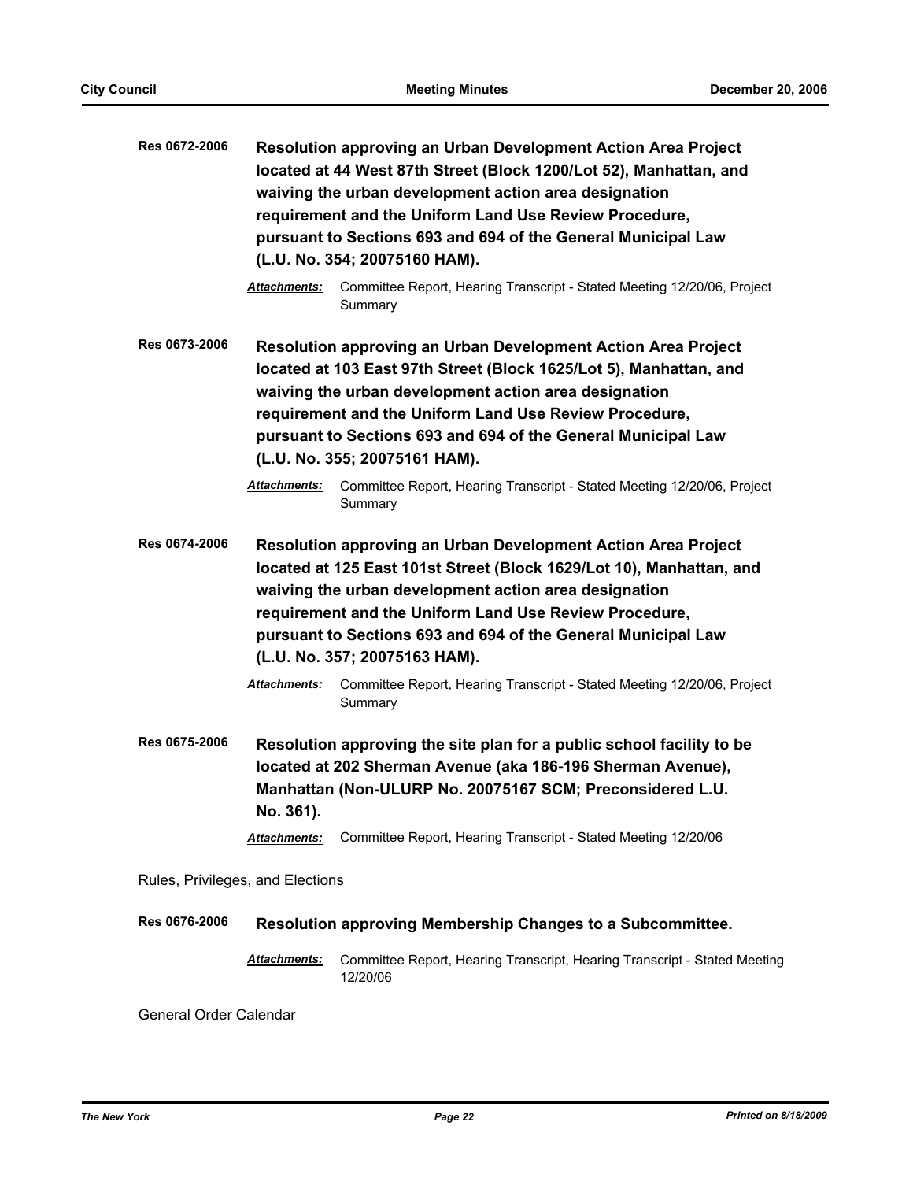**Res 0672-2006** **Resolution approving an Urban Development Action Area Project located at 44 West 87th Street (Block 1200/Lot 52), Manhattan, and waiving the urban development action area designation requirement and the Uniform Land Use Review Procedure, pursuant to Sections 693 and 694 of the General Municipal Law (L.U. No. 354; 20075160 HAM).**

***Attachments:*** Committee Report, Hearing Transcript - Stated Meeting 12/20/06, Project Summary

**Res 0673-2006** **Resolution approving an Urban Development Action Area Project located at 103 East 97th Street (Block 1625/Lot 5), Manhattan, and waiving the urban development action area designation requirement and the Uniform Land Use Review Procedure, pursuant to Sections 693 and 694 of the General Municipal Law (L.U. No. 355; 20075161 HAM).**

***Attachments:*** Committee Report, Hearing Transcript - Stated Meeting 12/20/06, Project Summary

**Res 0674-2006** **Resolution approving an Urban Development Action Area Project located at 125 East 101st Street (Block 1629/Lot 10), Manhattan, and waiving the urban development action area designation requirement and the Uniform Land Use Review Procedure, pursuant to Sections 693 and 694 of the General Municipal Law (L.U. No. 357; 20075163 HAM).**

***Attachments:*** Committee Report, Hearing Transcript - Stated Meeting 12/20/06, Project Summary

**Res 0675-2006** **Resolution approving the site plan for a public school facility to be located at 202 Sherman Avenue (aka 186-196 Sherman Avenue), Manhattan (Non-ULURP No. 20075167 SCM; Preconsidered L.U. No. 361).**

***Attachments:*** Committee Report, Hearing Transcript - Stated Meeting 12/20/06

Rules, Privileges, and Elections

**Res 0676-2006** **Resolution approving Membership Changes to a Subcommittee.**

***Attachments:*** Committee Report, Hearing Transcript, Hearing Transcript - Stated Meeting 12/20/06

General Order Calendar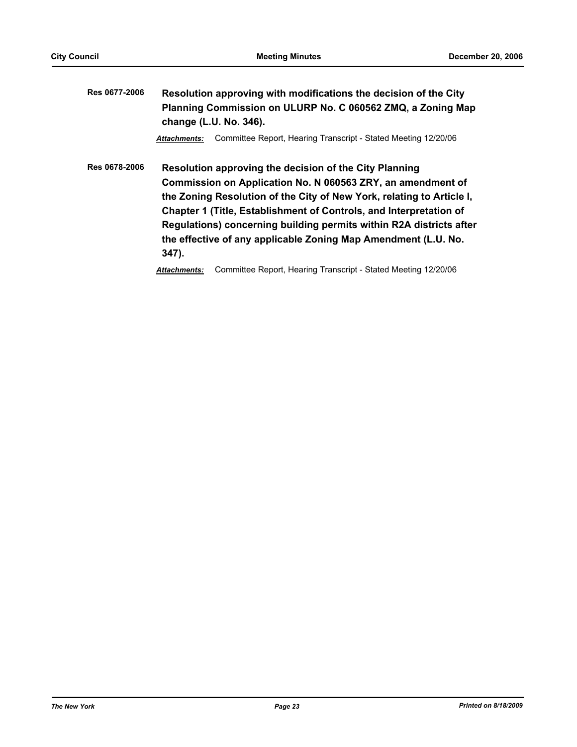**Res 0677-2006** **Resolution approving with modifications the decision of the City Planning Commission on ULURP No. C 060562 ZMQ, a Zoning Map change (L.U. No. 346).**

***Attachments:*** Committee Report, Hearing Transcript - Stated Meeting 12/20/06

**Res 0678-2006** **Resolution approving the decision of the City Planning Commission on Application No. N 060563 ZRY, an amendment of the Zoning Resolution of the City of New York, relating to Article I, Chapter 1 (Title, Establishment of Controls, and Interpretation of Regulations) concerning building permits within R2A districts after the effective of any applicable Zoning Map Amendment (L.U. No. 347).**

***Attachments:*** Committee Report, Hearing Transcript - Stated Meeting 12/20/06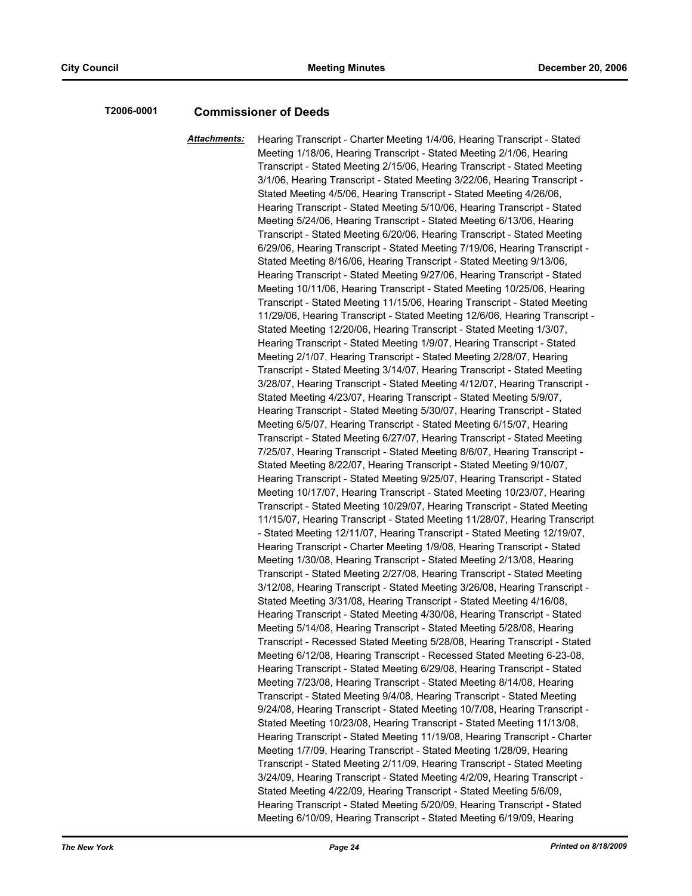**T2006-0001** **Commissioner of Deeds**

***Attachments:*** Hearing Transcript - Charter Meeting 1/4/06, Hearing Transcript - Stated Meeting 1/18/06, Hearing Transcript - Stated Meeting 2/1/06, Hearing Transcript - Stated Meeting 2/15/06, Hearing Transcript - Stated Meeting 3/1/06, Hearing Transcript - Stated Meeting 3/22/06, Hearing Transcript - Stated Meeting 4/5/06, Hearing Transcript - Stated Meeting 4/26/06, Hearing Transcript - Stated Meeting 5/10/06, Hearing Transcript - Stated Meeting 5/24/06, Hearing Transcript - Stated Meeting 6/13/06, Hearing Transcript - Stated Meeting 6/20/06, Hearing Transcript - Stated Meeting 6/29/06, Hearing Transcript - Stated Meeting 7/19/06, Hearing Transcript - Stated Meeting 8/16/06, Hearing Transcript - Stated Meeting 9/13/06, Hearing Transcript - Stated Meeting 9/27/06, Hearing Transcript - Stated Meeting 10/11/06, Hearing Transcript - Stated Meeting 10/25/06, Hearing Transcript - Stated Meeting 11/15/06, Hearing Transcript - Stated Meeting 11/29/06, Hearing Transcript - Stated Meeting 12/6/06, Hearing Transcript - Stated Meeting 12/20/06, Hearing Transcript - Stated Meeting 1/3/07, Hearing Transcript - Stated Meeting 1/9/07, Hearing Transcript - Stated Meeting 2/1/07, Hearing Transcript - Stated Meeting 2/28/07, Hearing Transcript - Stated Meeting 3/14/07, Hearing Transcript - Stated Meeting 3/28/07, Hearing Transcript - Stated Meeting 4/12/07, Hearing Transcript - Stated Meeting 4/23/07, Hearing Transcript - Stated Meeting 5/9/07, Hearing Transcript - Stated Meeting 5/30/07, Hearing Transcript - Stated Meeting 6/5/07, Hearing Transcript - Stated Meeting 6/15/07, Hearing Transcript - Stated Meeting 6/27/07, Hearing Transcript - Stated Meeting 7/25/07, Hearing Transcript - Stated Meeting 8/6/07, Hearing Transcript - Stated Meeting 8/22/07, Hearing Transcript - Stated Meeting 9/10/07, Hearing Transcript - Stated Meeting 9/25/07, Hearing Transcript - Stated Meeting 10/17/07, Hearing Transcript - Stated Meeting 10/23/07, Hearing Transcript - Stated Meeting 10/29/07, Hearing Transcript - Stated Meeting 11/15/07, Hearing Transcript - Stated Meeting 11/28/07, Hearing Transcript - Stated Meeting 12/11/07, Hearing Transcript - Stated Meeting 12/19/07, Hearing Transcript - Charter Meeting 1/9/08, Hearing Transcript - Stated Meeting 1/30/08, Hearing Transcript - Stated Meeting 2/13/08, Hearing Transcript - Stated Meeting 2/27/08, Hearing Transcript - Stated Meeting 3/12/08, Hearing Transcript - Stated Meeting 3/26/08, Hearing Transcript - Stated Meeting 3/31/08, Hearing Transcript - Stated Meeting 4/16/08, Hearing Transcript - Stated Meeting 4/30/08, Hearing Transcript - Stated Meeting 5/14/08, Hearing Transcript - Stated Meeting 5/28/08, Hearing Transcript - Recessed Stated Meeting 5/28/08, Hearing Transcript - Stated Meeting 6/12/08, Hearing Transcript - Recessed Stated Meeting 6-23-08, Hearing Transcript - Stated Meeting 6/29/08, Hearing Transcript - Stated Meeting 7/23/08, Hearing Transcript - Stated Meeting 8/14/08, Hearing Transcript - Stated Meeting 9/4/08, Hearing Transcript - Stated Meeting 9/24/08, Hearing Transcript - Stated Meeting 10/7/08, Hearing Transcript - Stated Meeting 10/23/08, Hearing Transcript - Stated Meeting 11/13/08, Hearing Transcript - Stated Meeting 11/19/08, Hearing Transcript - Charter Meeting 1/7/09, Hearing Transcript - Stated Meeting 1/28/09, Hearing Transcript - Stated Meeting 2/11/09, Hearing Transcript - Stated Meeting 3/24/09, Hearing Transcript - Stated Meeting 4/2/09, Hearing Transcript - Stated Meeting 4/22/09, Hearing Transcript - Stated Meeting 5/6/09, Hearing Transcript - Stated Meeting 5/20/09, Hearing Transcript - Stated Meeting 6/10/09, Hearing Transcript - Stated Meeting 6/19/09, Hearing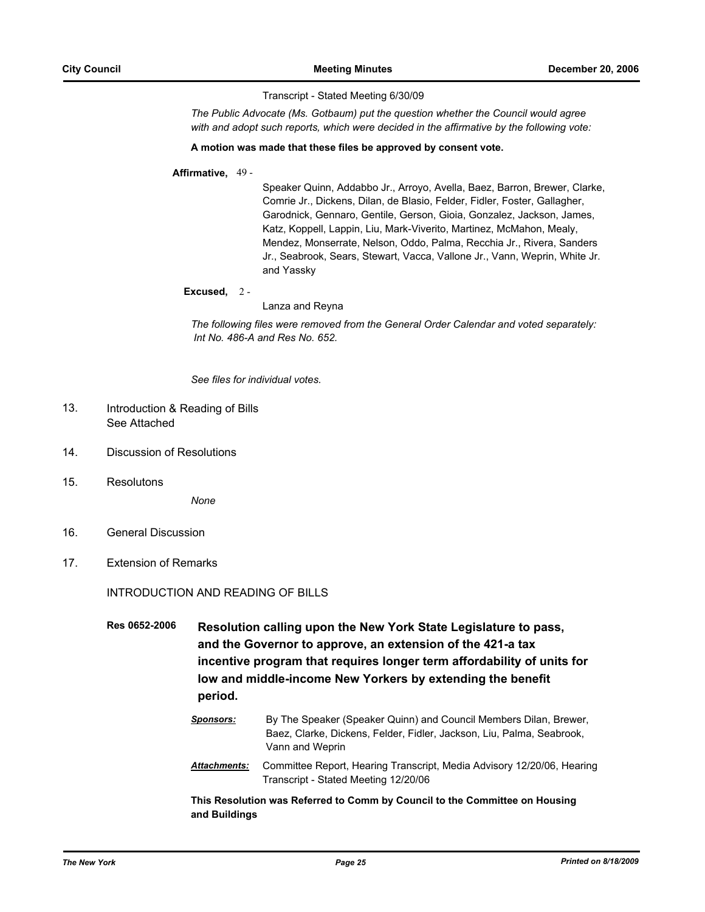Transcript - Stated Meeting 6/30/09

*The Public Advocate (Ms. Gotbaum) put the question whether the Council would agree with and adopt such reports, which were decided in the affirmative by the following vote:*

**A motion was made that these files be approved by consent vote.**

**Affirmative,** 49 -

Speaker Quinn, Addabbo Jr., Arroyo, Avella, Baez, Barron, Brewer, Clarke, Comrie Jr., Dickens, Dilan, de Blasio, Felder, Fidler, Foster, Gallagher, Garodnick, Gennaro, Gentile, Gerson, Gioia, Gonzalez, Jackson, James, Katz, Koppell, Lappin, Liu, Mark-Viverito, Martinez, McMahon, Mealy, Mendez, Monserrate, Nelson, Oddo, Palma, Recchia Jr., Rivera, Sanders Jr., Seabrook, Sears, Stewart, Vacca, Vallone Jr., Vann, Weprin, White Jr. and Yassky

**Excused,** 2 -

Lanza and Reyna

*The following files were removed from the General Order Calendar and voted separately: Int No. 486-A and Res No. 652.*

*See files for individual votes.*

13. Introduction & Reading of Bills
    See Attached

14. Discussion of Resolutions

15. Resolutons

    *None*

16. General Discussion

17. Extension of Remarks

INTRODUCTION AND READING OF BILLS

**Res 0652-2006** **Resolution calling upon the New York State Legislature to pass, and the Governor to approve, an extension of the 421-a tax incentive program that requires longer term affordability of units for low and middle-income New Yorkers by extending the benefit period.**

***Sponsors:*** By The Speaker (Speaker Quinn) and Council Members Dilan, Brewer, Baez, Clarke, Dickens, Felder, Fidler, Jackson, Liu, Palma, Seabrook, Vann and Weprin

***Attachments:*** Committee Report, Hearing Transcript, Media Advisory 12/20/06, Hearing Transcript - Stated Meeting 12/20/06

**This Resolution was Referred to Comm by Council to the Committee on Housing and Buildings**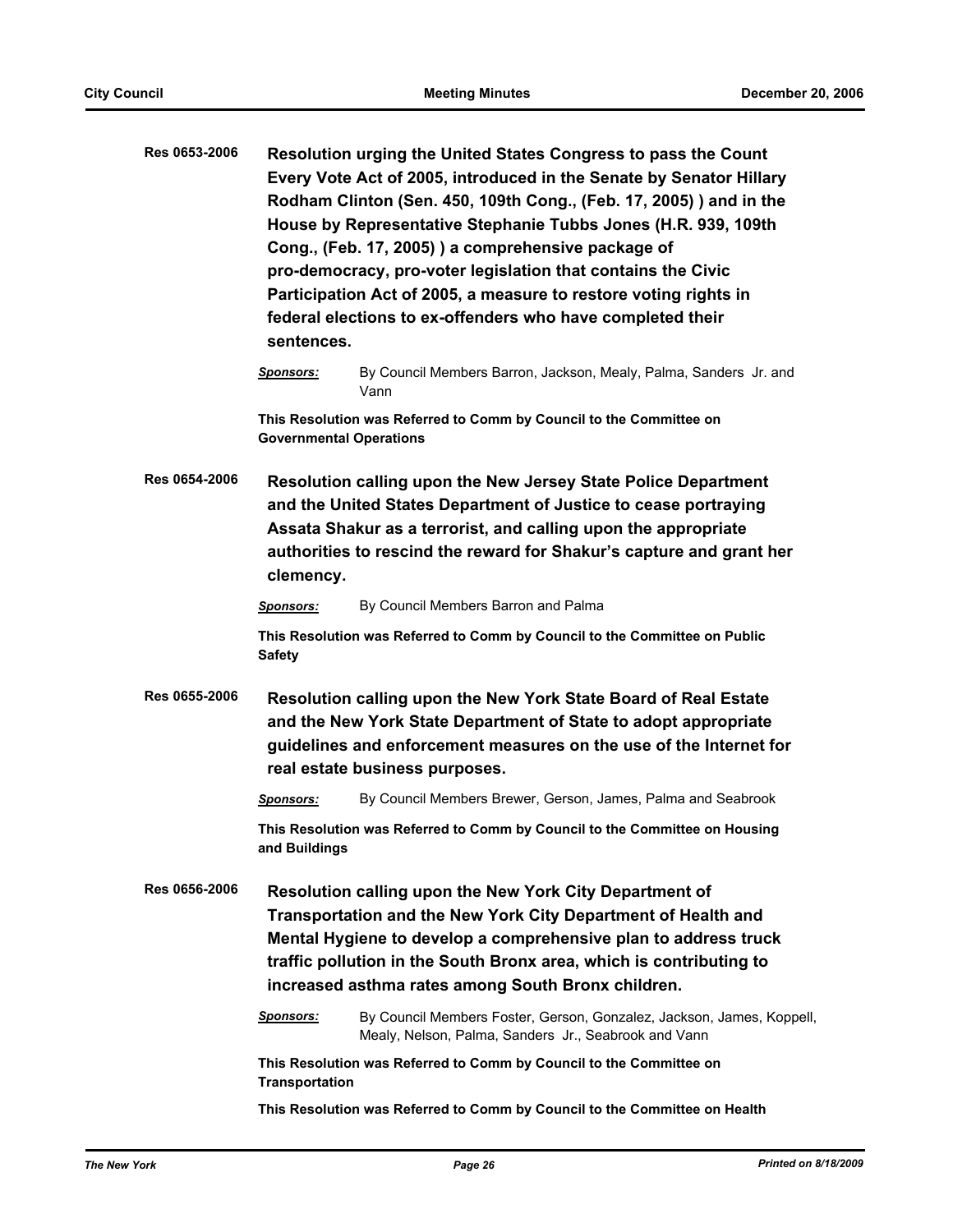**Res 0653-2006** **Resolution urging the United States Congress to pass the Count Every Vote Act of 2005, introduced in the Senate by Senator Hillary Rodham Clinton (Sen. 450, 109th Cong., (Feb. 17, 2005) ) and in the House by Representative Stephanie Tubbs Jones (H.R. 939, 109th Cong., (Feb. 17, 2005) ) a comprehensive package of pro-democracy, pro-voter legislation that contains the Civic Participation Act of 2005, a measure to restore voting rights in federal elections to ex-offenders who have completed their sentences.**

***Sponsors:*** By Council Members Barron, Jackson, Mealy, Palma, Sanders Jr. and Vann

**This Resolution was Referred to Comm by Council to the Committee on Governmental Operations**

**Res 0654-2006** **Resolution calling upon the New Jersey State Police Department and the United States Department of Justice to cease portraying Assata Shakur as a terrorist, and calling upon the appropriate authorities to rescind the reward for Shakur's capture and grant her clemency.**

***Sponsors:*** By Council Members Barron and Palma

**This Resolution was Referred to Comm by Council to the Committee on Public Safety**

**Res 0655-2006** **Resolution calling upon the New York State Board of Real Estate and the New York State Department of State to adopt appropriate guidelines and enforcement measures on the use of the Internet for real estate business purposes.**

***Sponsors:*** By Council Members Brewer, Gerson, James, Palma and Seabrook

**This Resolution was Referred to Comm by Council to the Committee on Housing and Buildings**

**Res 0656-2006** **Resolution calling upon the New York City Department of Transportation and the New York City Department of Health and Mental Hygiene to develop a comprehensive plan to address truck traffic pollution in the South Bronx area, which is contributing to increased asthma rates among South Bronx children.**

***Sponsors:*** By Council Members Foster, Gerson, Gonzalez, Jackson, James, Koppell, Mealy, Nelson, Palma, Sanders Jr., Seabrook and Vann

**This Resolution was Referred to Comm by Council to the Committee on Transportation**

**This Resolution was Referred to Comm by Council to the Committee on Health**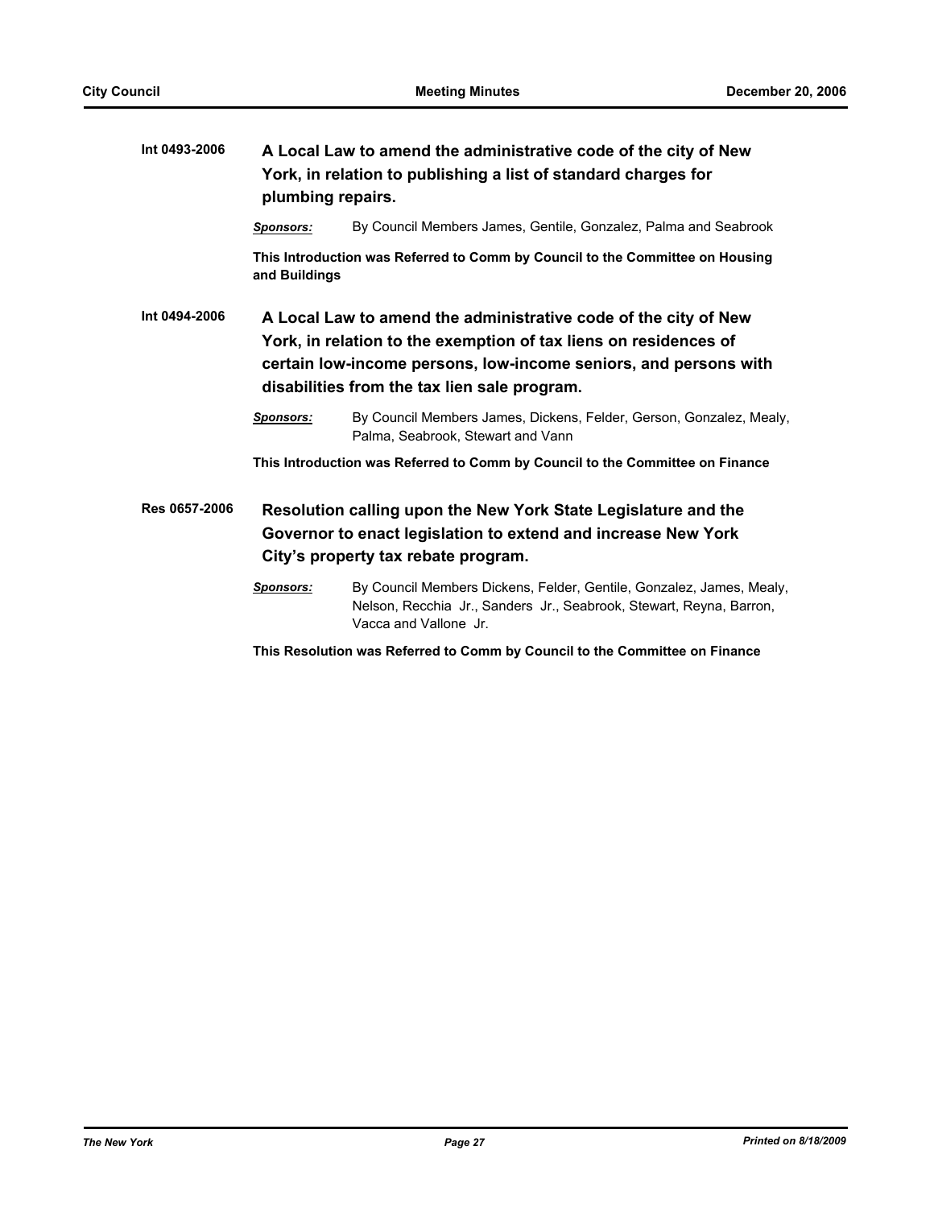**Int 0493-2006** **A Local Law to amend the administrative code of the city of New York, in relation to publishing a list of standard charges for plumbing repairs.**

***Sponsors:*** By Council Members James, Gentile, Gonzalez, Palma and Seabrook

**This Introduction was Referred to Comm by Council to the Committee on Housing and Buildings**

**Int 0494-2006** **A Local Law to amend the administrative code of the city of New York, in relation to the exemption of tax liens on residences of certain low-income persons, low-income seniors, and persons with disabilities from the tax lien sale program.**

***Sponsors:*** By Council Members James, Dickens, Felder, Gerson, Gonzalez, Mealy, Palma, Seabrook, Stewart and Vann

**This Introduction was Referred to Comm by Council to the Committee on Finance**

**Res 0657-2006** **Resolution calling upon the New York State Legislature and the Governor to enact legislation to extend and increase New York City's property tax rebate program.**

***Sponsors:*** By Council Members Dickens, Felder, Gentile, Gonzalez, James, Mealy, Nelson, Recchia Jr., Sanders Jr., Seabrook, Stewart, Reyna, Barron, Vacca and Vallone Jr.

**This Resolution was Referred to Comm by Council to the Committee on Finance**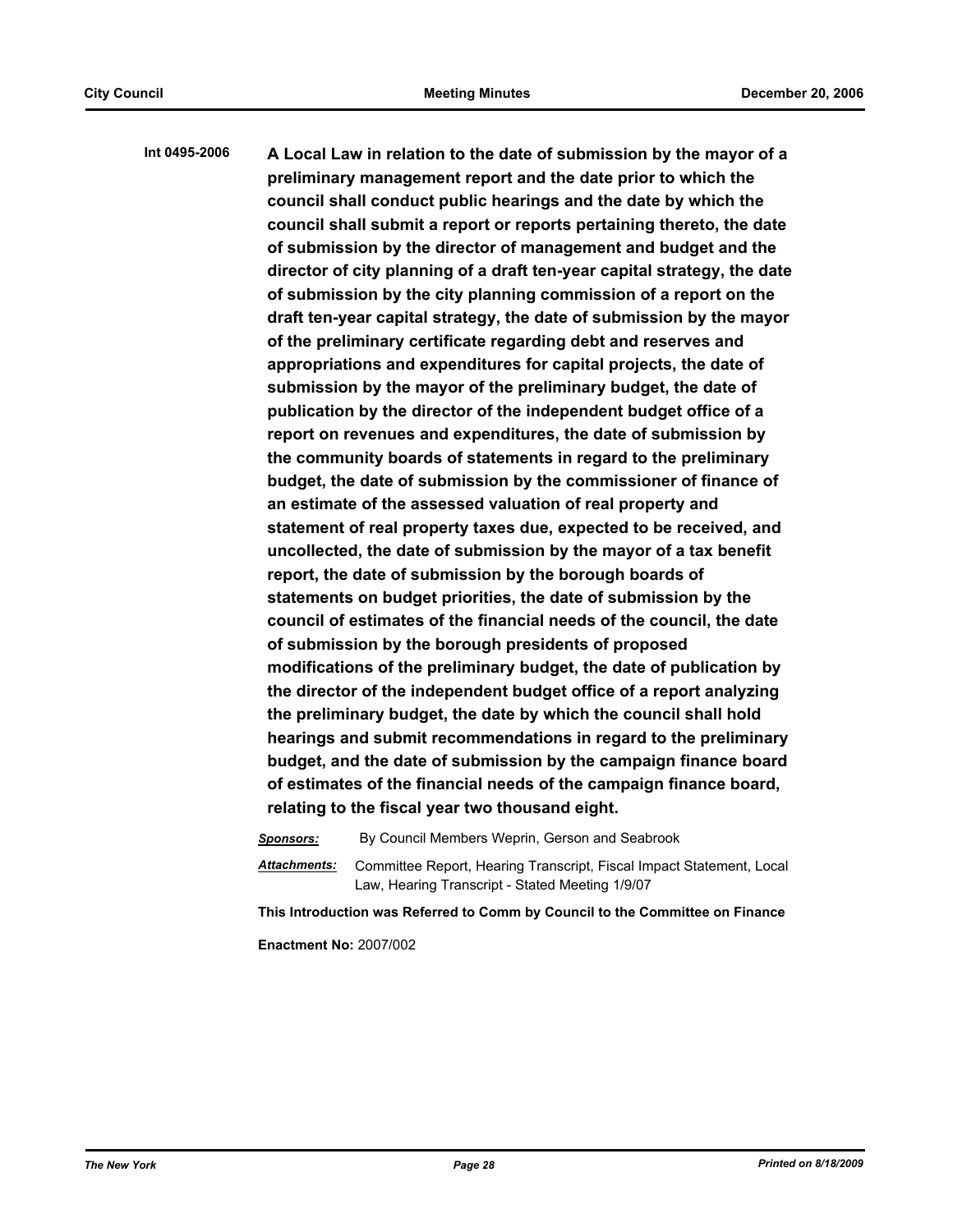**Int 0495-2006** **A Local Law in relation to the date of submission by the mayor of a preliminary management report and the date prior to which the council shall conduct public hearings and the date by which the council shall submit a report or reports pertaining thereto, the date of submission by the director of management and budget and the director of city planning of a draft ten-year capital strategy, the date of submission by the city planning commission of a report on the draft ten-year capital strategy, the date of submission by the mayor of the preliminary certificate regarding debt and reserves and appropriations and expenditures for capital projects, the date of submission by the mayor of the preliminary budget, the date of publication by the director of the independent budget office of a report on revenues and expenditures, the date of submission by the community boards of statements in regard to the preliminary budget, the date of submission by the commissioner of finance of an estimate of the assessed valuation of real property and statement of real property taxes due, expected to be received, and uncollected, the date of submission by the mayor of a tax benefit report, the date of submission by the borough boards of statements on budget priorities, the date of submission by the council of estimates of the financial needs of the council, the date of submission by the borough presidents of proposed modifications of the preliminary budget, the date of publication by the director of the independent budget office of a report analyzing the preliminary budget, the date by which the council shall hold hearings and submit recommendations in regard to the preliminary budget, and the date of submission by the campaign finance board of estimates of the financial needs of the campaign finance board, relating to the fiscal year two thousand eight.**

***Sponsors:*** By Council Members Weprin, Gerson and Seabrook

***Attachments:*** Committee Report, Hearing Transcript, Fiscal Impact Statement, Local Law, Hearing Transcript - Stated Meeting 1/9/07

**This Introduction was Referred to Comm by Council to the Committee on Finance**

**Enactment No:** 2007/002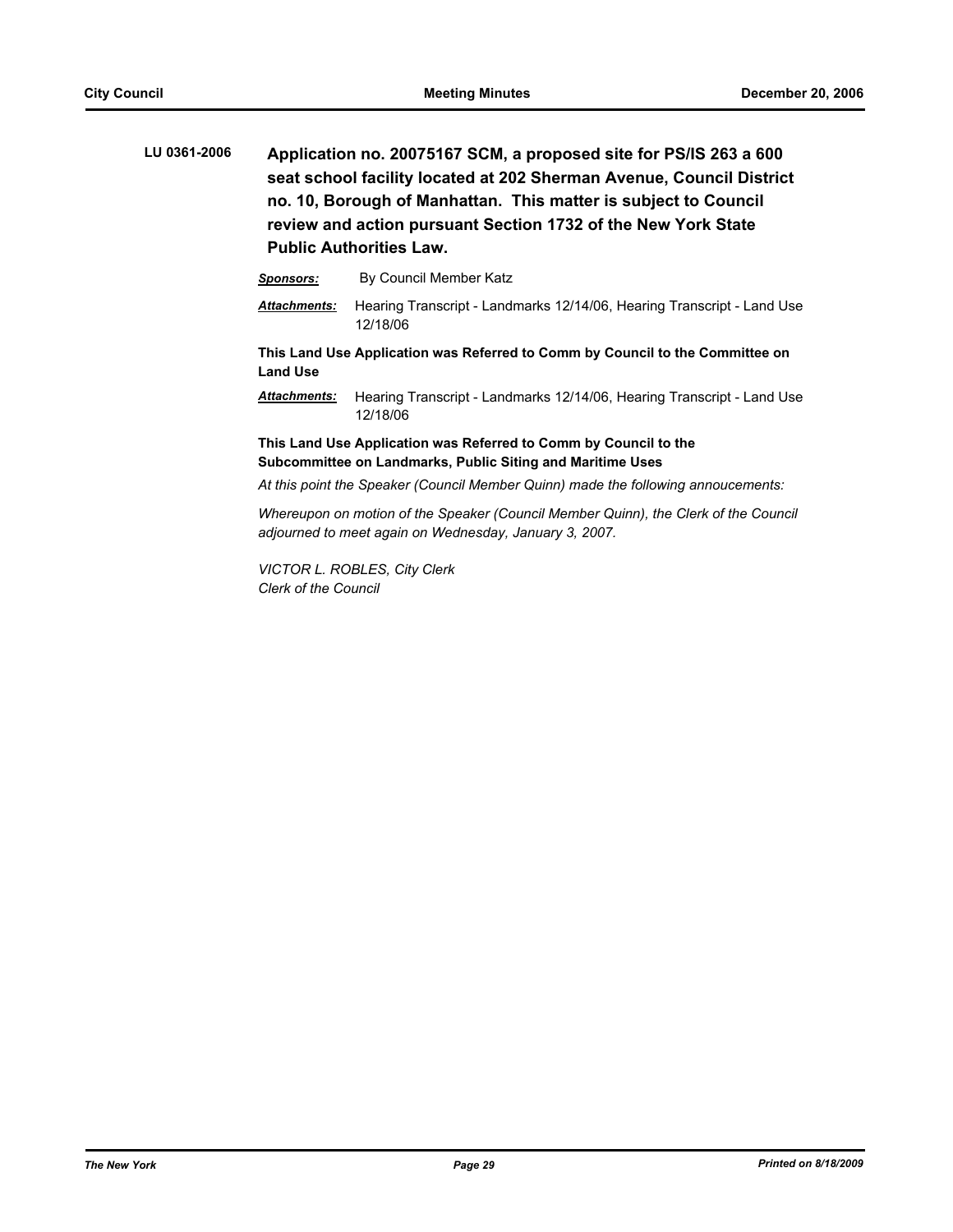**LU 0361-2006** **Application no. 20075167 SCM, a proposed site for PS/IS 263 a 600 seat school facility located at 202 Sherman Avenue, Council District no. 10, Borough of Manhattan. This matter is subject to Council review and action pursuant Section 1732 of the New York State Public Authorities Law.**

***Sponsors:*** By Council Member Katz

***Attachments:*** Hearing Transcript - Landmarks 12/14/06, Hearing Transcript - Land Use 12/18/06

**This Land Use Application was Referred to Comm by Council to the Committee on Land Use**

***Attachments:*** Hearing Transcript - Landmarks 12/14/06, Hearing Transcript - Land Use 12/18/06

**This Land Use Application was Referred to Comm by Council to the Subcommittee on Landmarks, Public Siting and Maritime Uses**

*At this point the Speaker (Council Member Quinn) made the following annoucements:*

*Whereupon on motion of the Speaker (Council Member Quinn), the Clerk of the Council adjourned to meet again on Wednesday, January 3, 2007.*

*VICTOR L. ROBLES, City Clerk*
*Clerk of the Council*